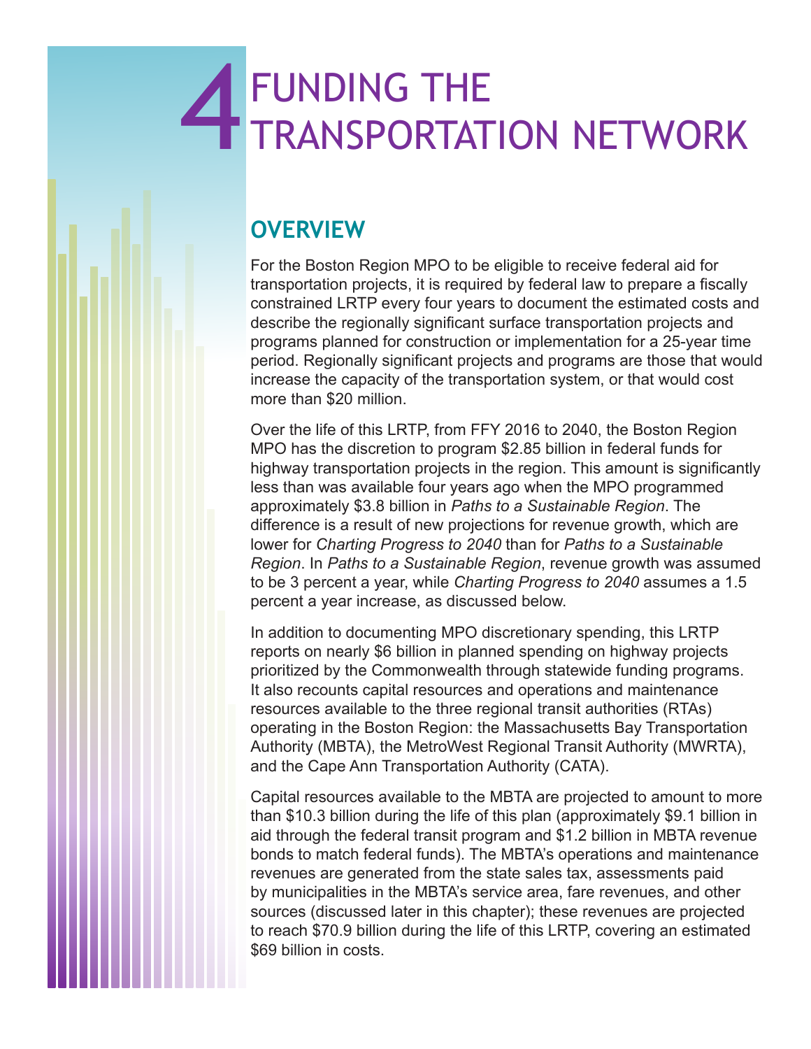# 4 FUNDING THE TRANSPORTATION NETWORK

## OVERVIEW

For the Boston Region MPO to be eligible to receive federal aid for transportation projects, it is required by federal law to prepare a fiscally constrained LRTP every four years to document the estimated costs and describe the regionally significant surface transportation projects and programs planned for construction or implementation for a 25-year time period. Regionally significant projects and programs are those that would increase the capacity of the transportation system, or that would cost more than $20 million.

Over the life of this LRTP, from FFY 2016 to 2040, the Boston Region MPO has the discretion to program $2.85 billion in federal funds for highway transportation projects in the region. This amount is significantly less than was available four years ago when the MPO programmed approximately $3.8 billion in *Paths to a Sustainable Region*. The difference is a result of new projections for revenue growth, which are lower for *Charting Progress to 2040* than for *Paths to a Sustainable Region*. In *Paths to a Sustainable Region*, revenue growth was assumed to be 3 percent a year, while *Charting Progress to 2040* assumes a 1.5 percent a year increase, as discussed below.

In addition to documenting MPO discretionary spending, this LRTP reports on nearly $6 billion in planned spending on highway projects prioritized by the Commonwealth through statewide funding programs. It also recounts capital resources and operations and maintenance resources available to the three regional transit authorities (RTAs) operating in the Boston Region: the Massachusetts Bay Transportation Authority (MBTA), the MetroWest Regional Transit Authority (MWRTA), and the Cape Ann Transportation Authority (CATA).

Capital resources available to the MBTA are projected to amount to more than $10.3 billion during the life of this plan (approximately $9.1 billion in aid through the federal transit program and $1.2 billion in MBTA revenue bonds to match federal funds). The MBTA's operations and maintenance revenues are generated from the state sales tax, assessments paid by municipalities in the MBTA's service area, fare revenues, and other sources (discussed later in this chapter); these revenues are projected to reach $70.9 billion during the life of this LRTP, covering an estimated $69 billion in costs.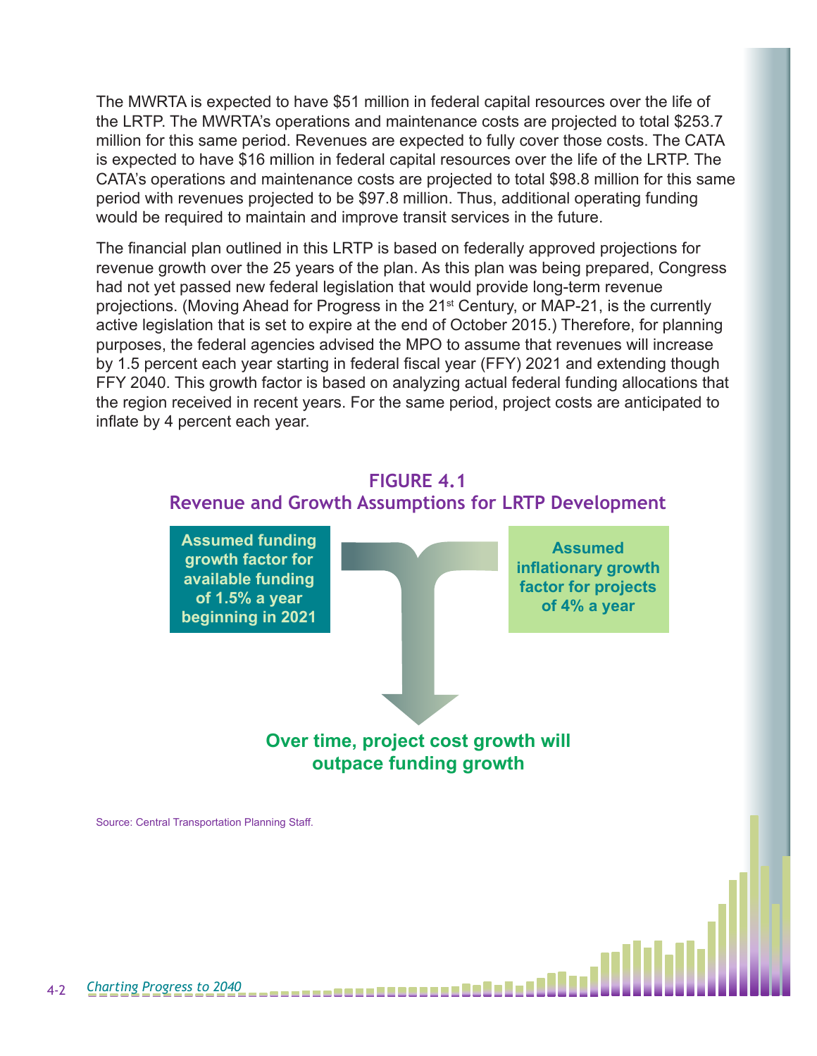The MWRTA is expected to have $51 million in federal capital resources over the life of the LRTP. The MWRTA's operations and maintenance costs are projected to total $253.7 million for this same period. Revenues are expected to fully cover those costs. The CATA is expected to have $16 million in federal capital resources over the life of the LRTP. The CATA's operations and maintenance costs are projected to total $98.8 million for this same period with revenues projected to be $97.8 million. Thus, additional operating funding would be required to maintain and improve transit services in the future.

The financial plan outlined in this LRTP is based on federally approved projections for revenue growth over the 25 years of the plan. As this plan was being prepared, Congress had not yet passed new federal legislation that would provide long-term revenue projections. (Moving Ahead for Progress in the 21st Century, or MAP-21, is the currently active legislation that is set to expire at the end of October 2015.) Therefore, for planning purposes, the federal agencies advised the MPO to assume that revenues will increase by 1.5 percent each year starting in federal fiscal year (FFY) 2021 and extending though FFY 2040. This growth factor is based on analyzing actual federal funding allocations that the region received in recent years. For the same period, project costs are anticipated to inflate by 4 percent each year.

## FIGURE 4.1
## Revenue and Growth Assumptions for LRTP Development

**Assumed funding growth factor for available funding of 1.5% a year beginning in 2021**

**Assumed inflationary growth factor for projects of 4% a year**

**Over time, project cost growth will outpace funding growth**

Source: Central Transportation Planning Staff.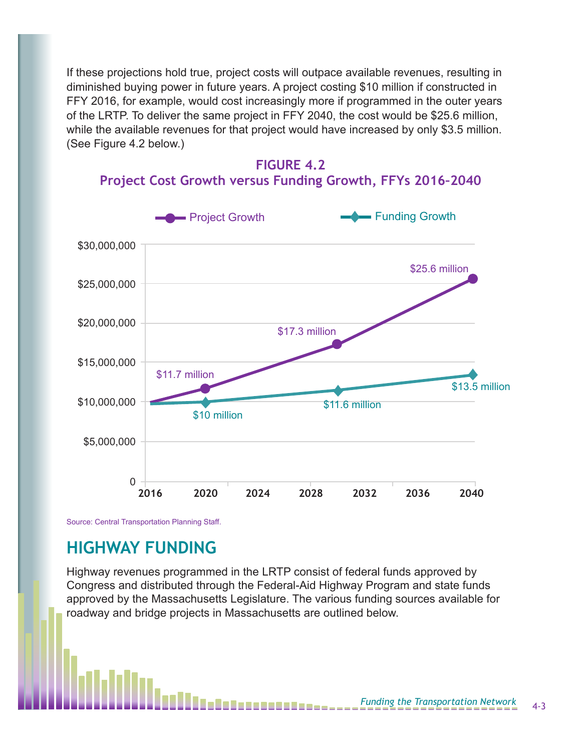If these projections hold true, project costs will outpace available revenues, resulting in diminished buying power in future years. A project costing $10 million if constructed in FFY 2016, for example, would cost increasingly more if programmed in the outer years of the LRTP. To deliver the same project in FFY 2040, the cost would be $25.6 million, while the available revenues for that project would have increased by only $3.5 million. (See Figure 4.2 below.)

**FIGURE 4.2**
**Project Cost Growth versus Funding Growth, FFYs 2016-2040**

| Year | Project Growth | Funding Growth |
|---|---|---|
| 2016 | $10 million | $10 million |
| 2020 | $11.7 million | $10 million |
| 2030 | $17.3 million | $11.6 million |
| 2040 | $25.6 million | $13.5 million |

Source: Central Transportation Planning Staff.

## HIGHWAY FUNDING

Highway revenues programmed in the LRTP consist of federal funds approved by Congress and distributed through the Federal-Aid Highway Program and state funds approved by the Massachusetts Legislature. The various funding sources available for roadway and bridge projects in Massachusetts are outlined below.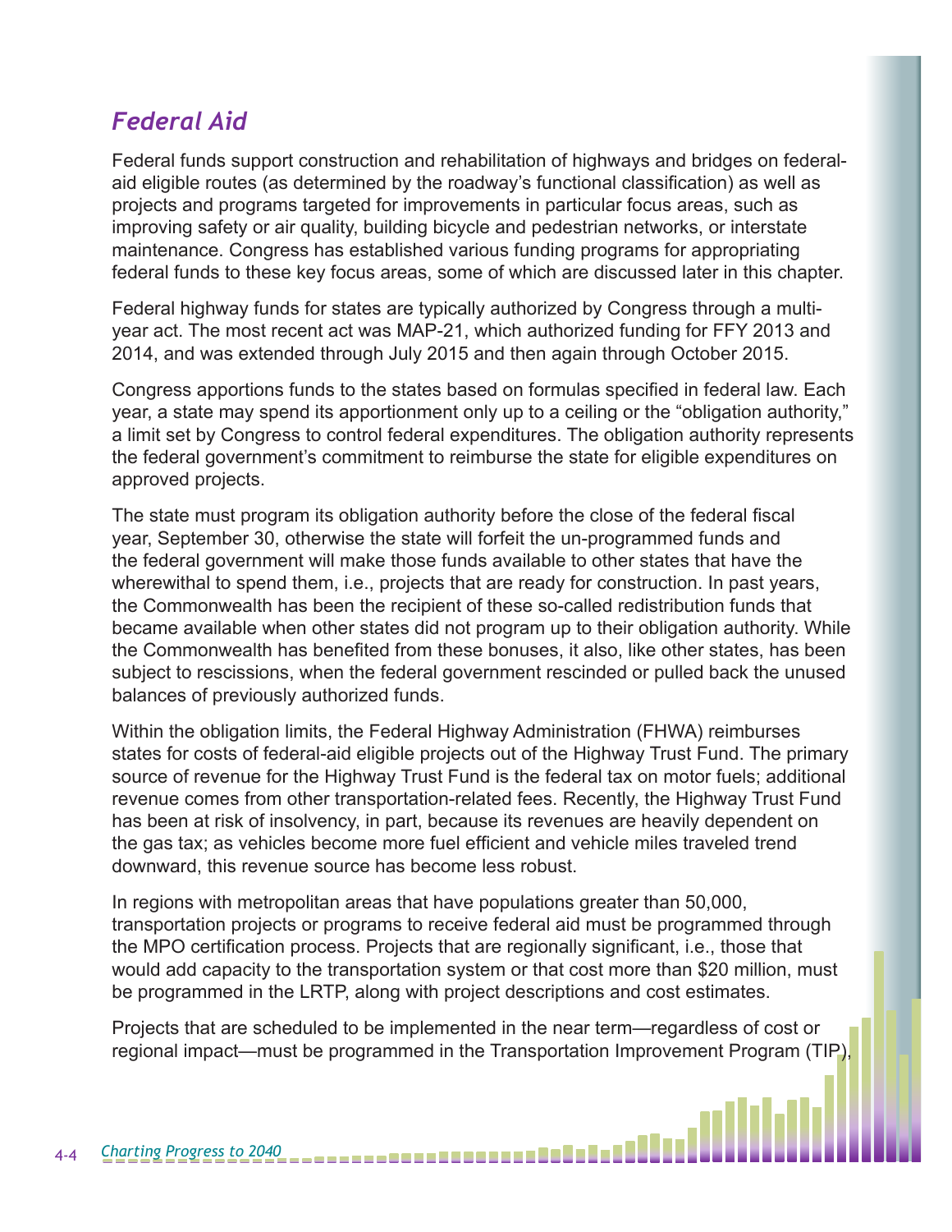## *Federal Aid*

Federal funds support construction and rehabilitation of highways and bridges on federal-aid eligible routes (as determined by the roadway's functional classification) as well as projects and programs targeted for improvements in particular focus areas, such as improving safety or air quality, building bicycle and pedestrian networks, or interstate maintenance. Congress has established various funding programs for appropriating federal funds to these key focus areas, some of which are discussed later in this chapter.

Federal highway funds for states are typically authorized by Congress through a multi-year act. The most recent act was MAP-21, which authorized funding for FFY 2013 and 2014, and was extended through July 2015 and then again through October 2015.

Congress apportions funds to the states based on formulas specified in federal law. Each year, a state may spend its apportionment only up to a ceiling or the "obligation authority," a limit set by Congress to control federal expenditures. The obligation authority represents the federal government's commitment to reimburse the state for eligible expenditures on approved projects.

The state must program its obligation authority before the close of the federal fiscal year, September 30, otherwise the state will forfeit the un-programmed funds and the federal government will make those funds available to other states that have the wherewithal to spend them, i.e., projects that are ready for construction. In past years, the Commonwealth has been the recipient of these so-called redistribution funds that became available when other states did not program up to their obligation authority. While the Commonwealth has benefited from these bonuses, it also, like other states, has been subject to rescissions, when the federal government rescinded or pulled back the unused balances of previously authorized funds.

Within the obligation limits, the Federal Highway Administration (FHWA) reimburses states for costs of federal-aid eligible projects out of the Highway Trust Fund. The primary source of revenue for the Highway Trust Fund is the federal tax on motor fuels; additional revenue comes from other transportation-related fees. Recently, the Highway Trust Fund has been at risk of insolvency, in part, because its revenues are heavily dependent on the gas tax; as vehicles become more fuel efficient and vehicle miles traveled trend downward, this revenue source has become less robust.

In regions with metropolitan areas that have populations greater than 50,000, transportation projects or programs to receive federal aid must be programmed through the MPO certification process. Projects that are regionally significant, i.e., those that would add capacity to the transportation system or that cost more than $20 million, must be programmed in the LRTP, along with project descriptions and cost estimates.

Projects that are scheduled to be implemented in the near term—regardless of cost or regional impact—must be programmed in the Transportation Improvement Program (TIP),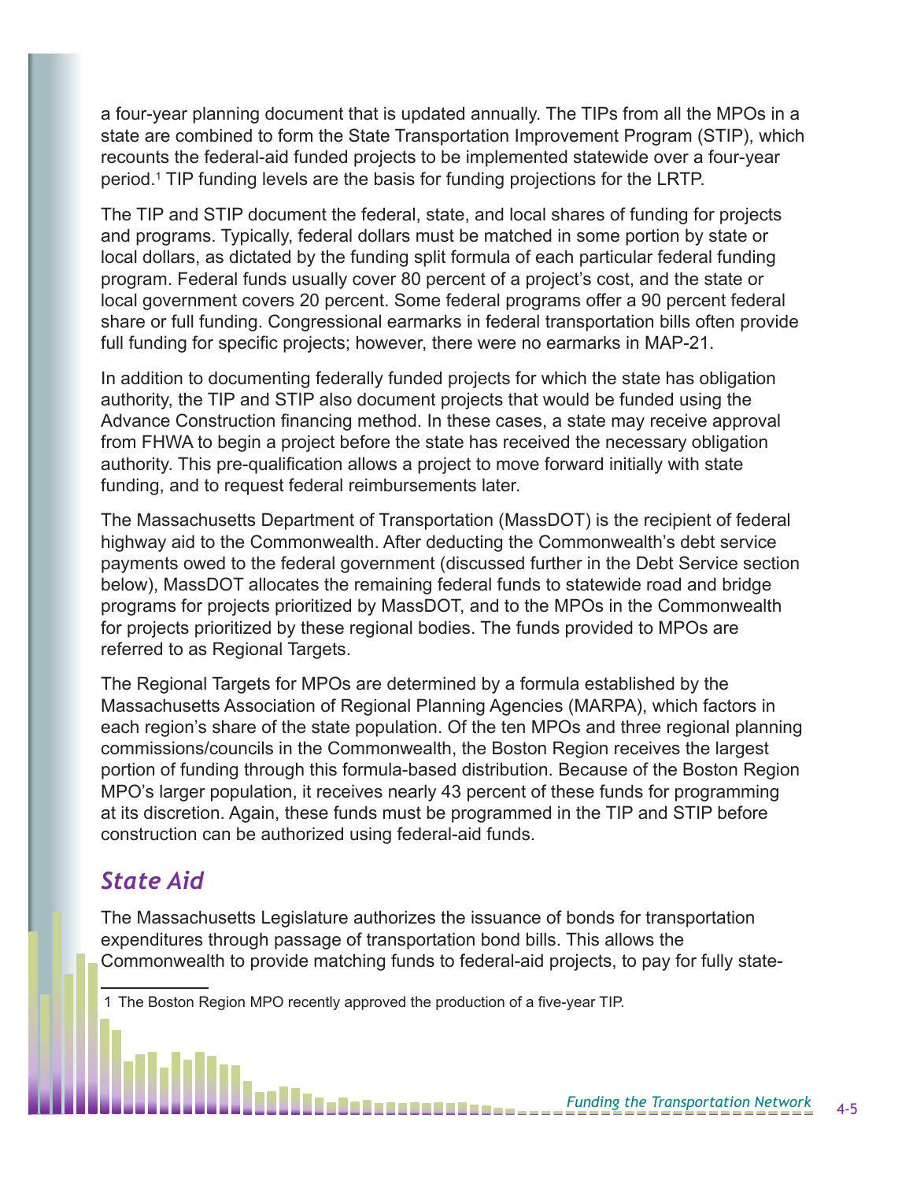a four-year planning document that is updated annually. The TIPs from all the MPOs in a state are combined to form the State Transportation Improvement Program (STIP), which recounts the federal-aid funded projects to be implemented statewide over a four-year period.[1] TIP funding levels are the basis for funding projections for the LRTP.

The TIP and STIP document the federal, state, and local shares of funding for projects and programs. Typically, federal dollars must be matched in some portion by state or local dollars, as dictated by the funding split formula of each particular federal funding program. Federal funds usually cover 80 percent of a project's cost, and the state or local government covers 20 percent. Some federal programs offer a 90 percent federal share or full funding. Congressional earmarks in federal transportation bills often provide full funding for specific projects; however, there were no earmarks in MAP-21.

In addition to documenting federally funded projects for which the state has obligation authority, the TIP and STIP also document projects that would be funded using the Advance Construction financing method. In these cases, a state may receive approval from FHWA to begin a project before the state has received the necessary obligation authority. This pre-qualification allows a project to move forward initially with state funding, and to request federal reimbursements later.

The Massachusetts Department of Transportation (MassDOT) is the recipient of federal highway aid to the Commonwealth. After deducting the Commonwealth's debt service payments owed to the federal government (discussed further in the Debt Service section below), MassDOT allocates the remaining federal funds to statewide road and bridge programs for projects prioritized by MassDOT, and to the MPOs in the Commonwealth for projects prioritized by these regional bodies. The funds provided to MPOs are referred to as Regional Targets.

The Regional Targets for MPOs are determined by a formula established by the Massachusetts Association of Regional Planning Agencies (MARPA), which factors in each region's share of the state population. Of the ten MPOs and three regional planning commissions/councils in the Commonwealth, the Boston Region receives the largest portion of funding through this formula-based distribution. Because of the Boston Region MPO's larger population, it receives nearly 43 percent of these funds for programming at its discretion. Again, these funds must be programmed in the TIP and STIP before construction can be authorized using federal-aid funds.

## *State Aid*

The Massachusetts Legislature authorizes the issuance of bonds for transportation expenditures through passage of transportation bond bills. This allows the Commonwealth to provide matching funds to federal-aid projects, to pay for fully state-

---

1 The Boston Region MPO recently approved the production of a five-year TIP.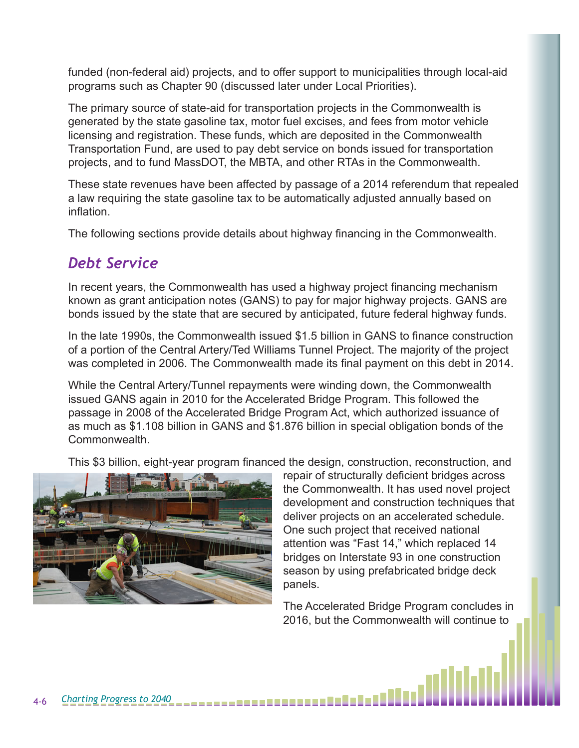funded (non-federal aid) projects, and to offer support to municipalities through local-aid programs such as Chapter 90 (discussed later under Local Priorities).

The primary source of state-aid for transportation projects in the Commonwealth is generated by the state gasoline tax, motor fuel excises, and fees from motor vehicle licensing and registration. These funds, which are deposited in the Commonwealth Transportation Fund, are used to pay debt service on bonds issued for transportation projects, and to fund MassDOT, the MBTA, and other RTAs in the Commonwealth.

These state revenues have been affected by passage of a 2014 referendum that repealed a law requiring the state gasoline tax to be automatically adjusted annually based on inflation.

The following sections provide details about highway financing in the Commonwealth.

## *Debt Service*

In recent years, the Commonwealth has used a highway project financing mechanism known as grant anticipation notes (GANS) to pay for major highway projects. GANS are bonds issued by the state that are secured by anticipated, future federal highway funds.

In the late 1990s, the Commonwealth issued $1.5 billion in GANS to finance construction of a portion of the Central Artery/Ted Williams Tunnel Project. The majority of the project was completed in 2006. The Commonwealth made its final payment on this debt in 2014.

While the Central Artery/Tunnel repayments were winding down, the Commonwealth issued GANS again in 2010 for the Accelerated Bridge Program. This followed the passage in 2008 of the Accelerated Bridge Program Act, which authorized issuance of as much as $1.108 billion in GANS and $1.876 billion in special obligation bonds of the Commonwealth.

This $3 billion, eight-year program financed the design, construction, reconstruction, and repair of structurally deficient bridges across the Commonwealth. It has used novel project development and construction techniques that deliver projects on an accelerated schedule. One such project that received national attention was "Fast 14," which replaced 14 bridges on Interstate 93 in one construction season by using prefabricated bridge deck panels.

The Accelerated Bridge Program concludes in 2016, but the Commonwealth will continue to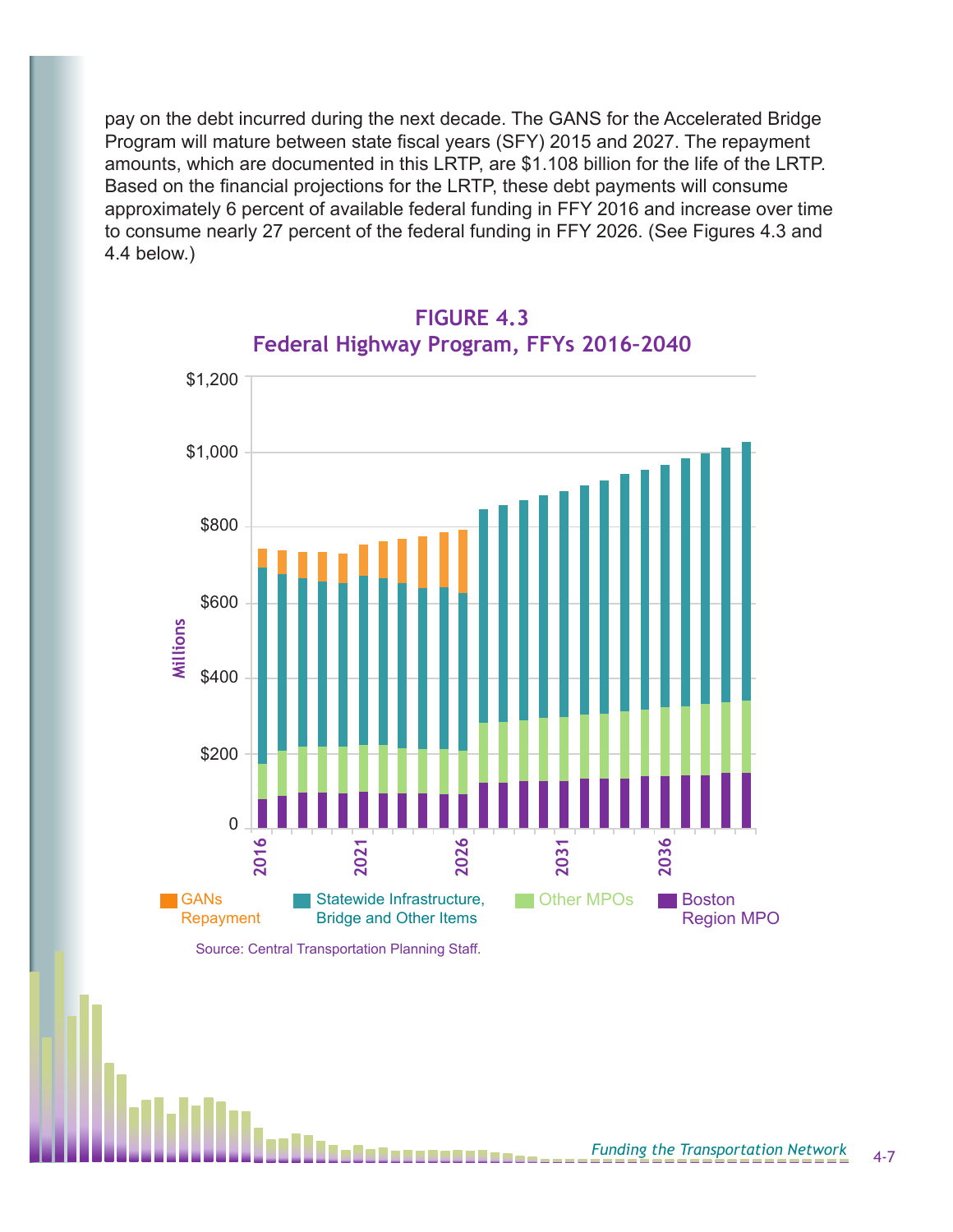pay on the debt incurred during the next decade. The GANS for the Accelerated Bridge Program will mature between state fiscal years (SFY) 2015 and 2027. The repayment amounts, which are documented in this LRTP, are $1.108 billion for the life of the LRTP. Based on the financial projections for the LRTP, these debt payments will consume approximately 6 percent of available federal funding in FFY 2016 and increase over time to consume nearly 27 percent of the federal funding in FFY 2026. (See Figures 4.3 and 4.4 below.)

**FIGURE 4.3**
**Federal Highway Program, FFYs 2016-2040**

Legend: GANs Repayment; Statewide Infrastructure, Bridge and Other Items; Other MPOs; Boston Region MPO

Y-axis: Millions ($0 to $1,200); X-axis: 2016, 2021, 2026, 2031, 2036

Source: Central Transportation Planning Staff.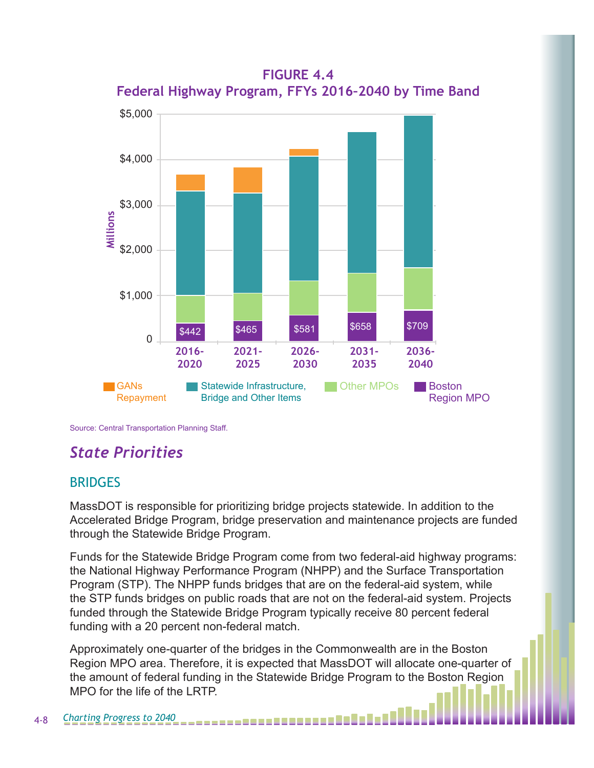**FIGURE 4.4**
**Federal Highway Program, FFYs 2016–2040 by Time Band**

Source: Central Transportation Planning Staff.

## *State Priorities*

### BRIDGES

MassDOT is responsible for prioritizing bridge projects statewide. In addition to the Accelerated Bridge Program, bridge preservation and maintenance projects are funded through the Statewide Bridge Program.

Funds for the Statewide Bridge Program come from two federal-aid highway programs: the National Highway Performance Program (NHPP) and the Surface Transportation Program (STP). The NHPP funds bridges that are on the federal-aid system, while the STP funds bridges on public roads that are not on the federal-aid system. Projects funded through the Statewide Bridge Program typically receive 80 percent federal funding with a 20 percent non-federal match.

Approximately one-quarter of the bridges in the Commonwealth are in the Boston Region MPO area. Therefore, it is expected that MassDOT will allocate one-quarter of the amount of federal funding in the Statewide Bridge Program to the Boston Region MPO for the life of the LRTP.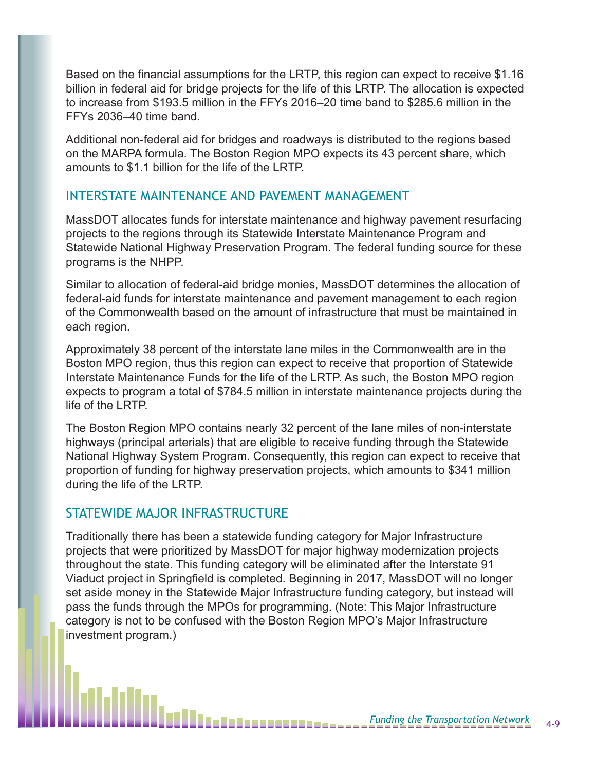Based on the financial assumptions for the LRTP, this region can expect to receive $1.16 billion in federal aid for bridge projects for the life of this LRTP. The allocation is expected to increase from $193.5 million in the FFYs 2016–20 time band to $285.6 million in the FFYs 2036–40 time band.

Additional non-federal aid for bridges and roadways is distributed to the regions based on the MARPA formula. The Boston Region MPO expects its 43 percent share, which amounts to $1.1 billion for the life of the LRTP.

## INTERSTATE MAINTENANCE AND PAVEMENT MANAGEMENT

MassDOT allocates funds for interstate maintenance and highway pavement resurfacing projects to the regions through its Statewide Interstate Maintenance Program and Statewide National Highway Preservation Program. The federal funding source for these programs is the NHPP.

Similar to allocation of federal-aid bridge monies, MassDOT determines the allocation of federal-aid funds for interstate maintenance and pavement management to each region of the Commonwealth based on the amount of infrastructure that must be maintained in each region.

Approximately 38 percent of the interstate lane miles in the Commonwealth are in the Boston MPO region, thus this region can expect to receive that proportion of Statewide Interstate Maintenance Funds for the life of the LRTP. As such, the Boston MPO region expects to program a total of $784.5 million in interstate maintenance projects during the life of the LRTP.

The Boston Region MPO contains nearly 32 percent of the lane miles of non-interstate highways (principal arterials) that are eligible to receive funding through the Statewide National Highway System Program. Consequently, this region can expect to receive that proportion of funding for highway preservation projects, which amounts to $341 million during the life of the LRTP.

## STATEWIDE MAJOR INFRASTRUCTURE

Traditionally there has been a statewide funding category for Major Infrastructure projects that were prioritized by MassDOT for major highway modernization projects throughout the state. This funding category will be eliminated after the Interstate 91 Viaduct project in Springfield is completed. Beginning in 2017, MassDOT will no longer set aside money in the Statewide Major Infrastructure funding category, but instead will pass the funds through the MPOs for programming. (Note: This Major Infrastructure category is not to be confused with the Boston Region MPO's Major Infrastructure investment program.)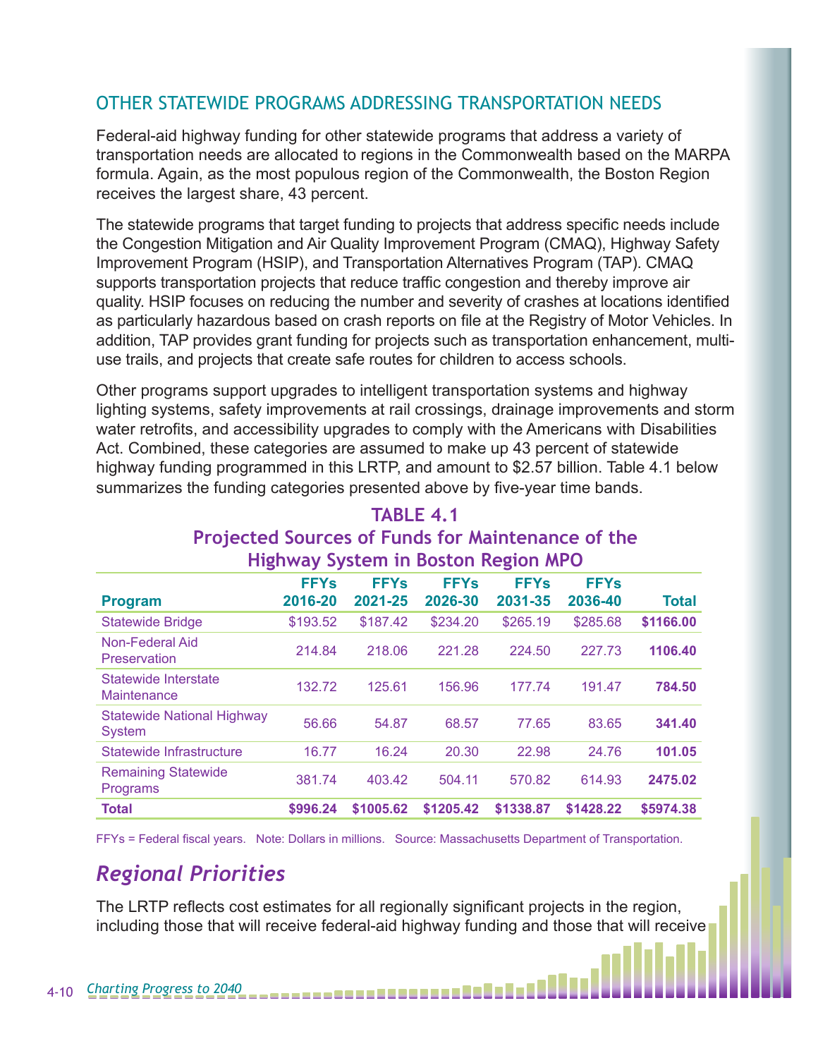## OTHER STATEWIDE PROGRAMS ADDRESSING TRANSPORTATION NEEDS

Federal-aid highway funding for other statewide programs that address a variety of transportation needs are allocated to regions in the Commonwealth based on the MARPA formula. Again, as the most populous region of the Commonwealth, the Boston Region receives the largest share, 43 percent.

The statewide programs that target funding to projects that address specific needs include the Congestion Mitigation and Air Quality Improvement Program (CMAQ), Highway Safety Improvement Program (HSIP), and Transportation Alternatives Program (TAP). CMAQ supports transportation projects that reduce traffic congestion and thereby improve air quality. HSIP focuses on reducing the number and severity of crashes at locations identified as particularly hazardous based on crash reports on file at the Registry of Motor Vehicles. In addition, TAP provides grant funding for projects such as transportation enhancement, multi-use trails, and projects that create safe routes for children to access schools.

Other programs support upgrades to intelligent transportation systems and highway lighting systems, safety improvements at rail crossings, drainage improvements and storm water retrofits, and accessibility upgrades to comply with the Americans with Disabilities Act. Combined, these categories are assumed to make up 43 percent of statewide highway funding programmed in this LRTP, and amount to $2.57 billion. Table 4.1 below summarizes the funding categories presented above by five-year time bands.

**TABLE 4.1**
**Projected Sources of Funds for Maintenance of the Highway System in Boston Region MPO**

| Program | FFYs 2016-20 | FFYs 2021-25 | FFYs 2026-30 | FFYs 2031-35 | FFYs 2036-40 | Total |
|---|---|---|---|---|---|---|
| Statewide Bridge | $193.52 | $187.42 | $234.20 | $265.19 | $285.68 | **$1166.00** |
| Non-Federal Aid Preservation | 214.84 | 218.06 | 221.28 | 224.50 | 227.73 | **1106.40** |
| Statewide Interstate Maintenance | 132.72 | 125.61 | 156.96 | 177.74 | 191.47 | **784.50** |
| Statewide National Highway System | 56.66 | 54.87 | 68.57 | 77.65 | 83.65 | **341.40** |
| Statewide Infrastructure | 16.77 | 16.24 | 20.30 | 22.98 | 24.76 | **101.05** |
| Remaining Statewide Programs | 381.74 | 403.42 | 504.11 | 570.82 | 614.93 | **2475.02** |
| **Total** | **$996.24** | **$1005.62** | **$1205.42** | **$1338.87** | **$1428.22** | **$5974.38** |

FFYs = Federal fiscal years. Note: Dollars in millions. Source: Massachusetts Department of Transportation.

## *Regional Priorities*

The LRTP reflects cost estimates for all regionally significant projects in the region, including those that will receive federal-aid highway funding and those that will receive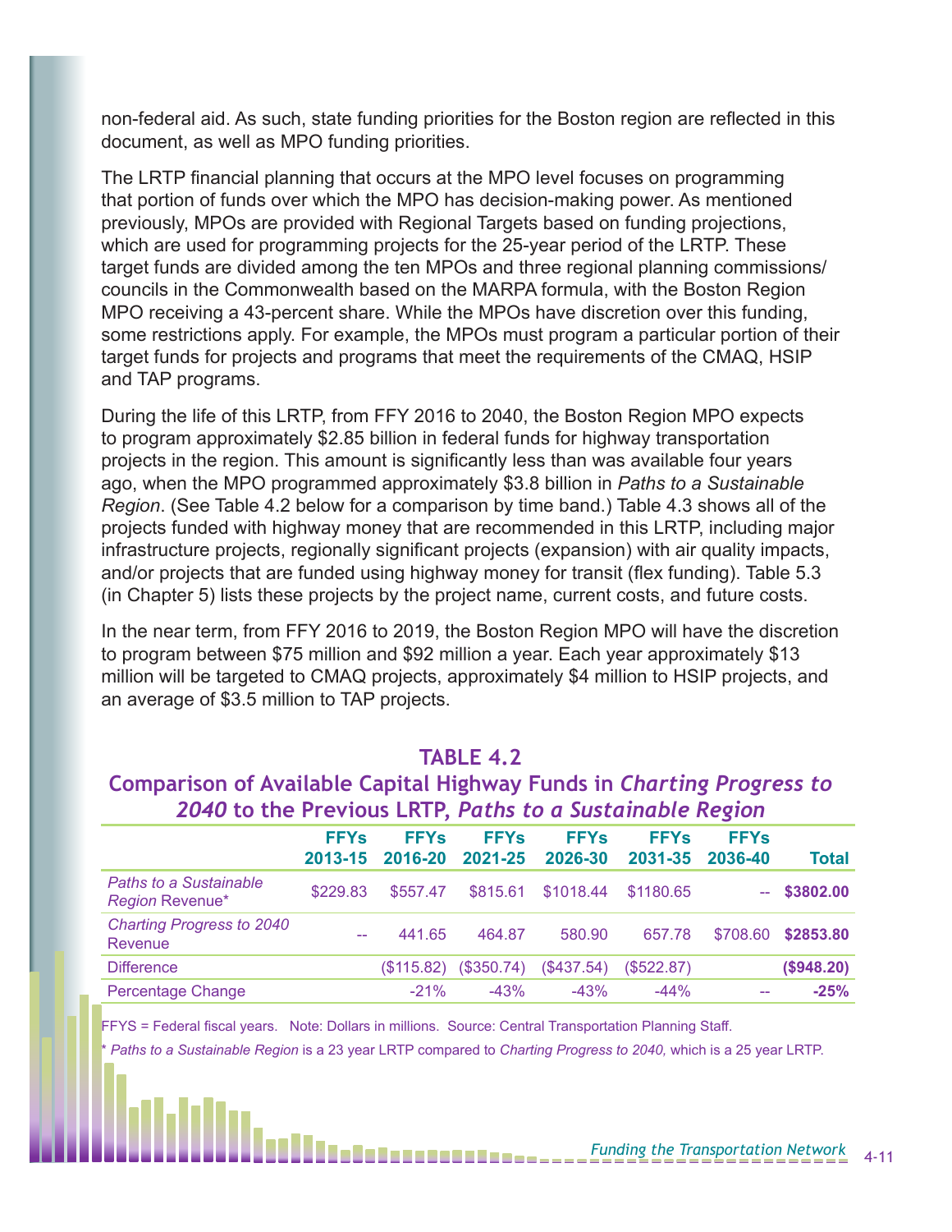non-federal aid. As such, state funding priorities for the Boston region are reflected in this document, as well as MPO funding priorities.

The LRTP financial planning that occurs at the MPO level focuses on programming that portion of funds over which the MPO has decision-making power. As mentioned previously, MPOs are provided with Regional Targets based on funding projections, which are used for programming projects for the 25-year period of the LRTP. These target funds are divided among the ten MPOs and three regional planning commissions/councils in the Commonwealth based on the MARPA formula, with the Boston Region MPO receiving a 43-percent share. While the MPOs have discretion over this funding, some restrictions apply. For example, the MPOs must program a particular portion of their target funds for projects and programs that meet the requirements of the CMAQ, HSIP and TAP programs.

During the life of this LRTP, from FFY 2016 to 2040, the Boston Region MPO expects to program approximately $2.85 billion in federal funds for highway transportation projects in the region. This amount is significantly less than was available four years ago, when the MPO programmed approximately $3.8 billion in *Paths to a Sustainable Region*. (See Table 4.2 below for a comparison by time band.) Table 4.3 shows all of the projects funded with highway money that are recommended in this LRTP, including major infrastructure projects, regionally significant projects (expansion) with air quality impacts, and/or projects that are funded using highway money for transit (flex funding). Table 5.3 (in Chapter 5) lists these projects by the project name, current costs, and future costs.

In the near term, from FFY 2016 to 2019, the Boston Region MPO will have the discretion to program between $75 million and $92 million a year. Each year approximately $13 million will be targeted to CMAQ projects, approximately $4 million to HSIP projects, and an average of $3.5 million to TAP projects.

### TABLE 4.2
### Comparison of Available Capital Highway Funds in *Charting Progress to 2040* to the Previous LRTP, *Paths to a Sustainable Region*

| | FFYs 2013-15 | FFYs 2016-20 | FFYs 2021-25 | FFYs 2026-30 | FFYs 2031-35 | FFYs 2036-40 | Total |
|---|---|---|---|---|---|---|---|
| *Paths to a Sustainable Region* Revenue* | $229.83 | $557.47 | $815.61 | $1018.44 | $1180.65 | -- | **$3802.00** |
| *Charting Progress to 2040* Revenue | -- | 441.65 | 464.87 | 580.90 | 657.78 | $708.60 | **$2853.80** |
| Difference | | ($115.82) | ($350.74) | ($437.54) | ($522.87) | | **($948.20)** |
| Percentage Change | | -21% | -43% | -43% | -44% | -- | **-25%** |

FFYS = Federal fiscal years. Note: Dollars in millions. Source: Central Transportation Planning Staff.

\* *Paths to a Sustainable Region* is a 23 year LRTP compared to *Charting Progress to 2040,* which is a 25 year LRTP.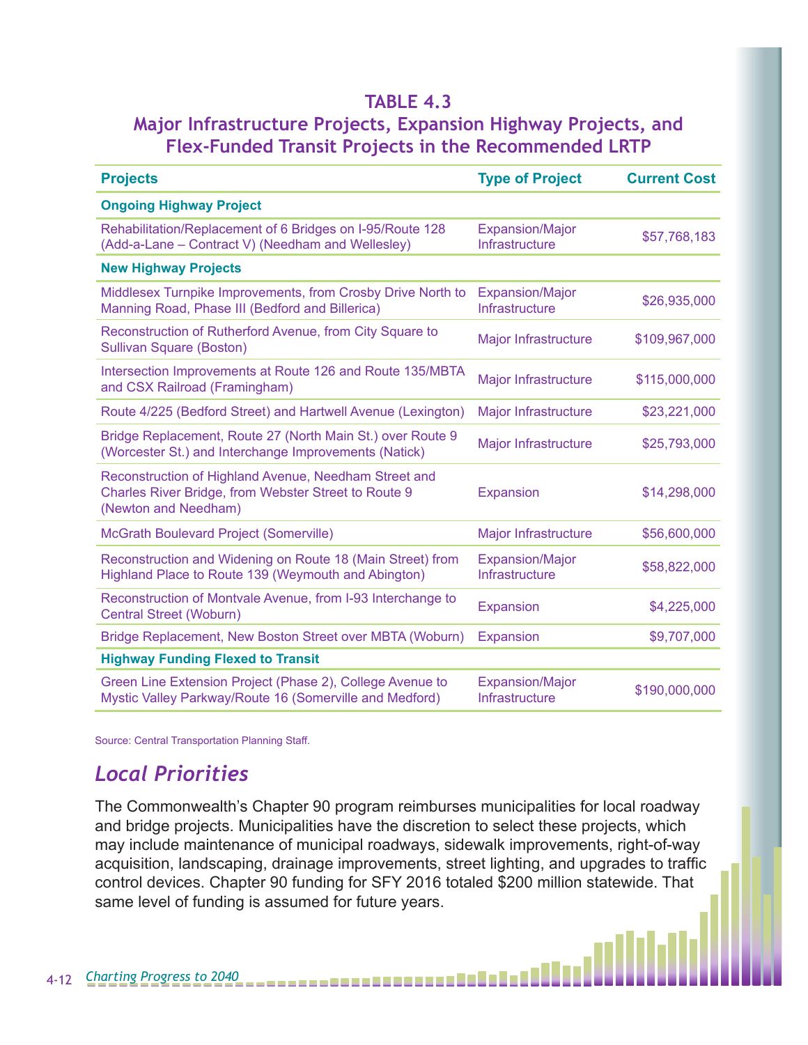### TABLE 4.3
### Major Infrastructure Projects, Expansion Highway Projects, and Flex-Funded Transit Projects in the Recommended LRTP

| Projects | Type of Project | Current Cost |
|---|---|---|
| **Ongoing Highway Project** | | |
| Rehabilitation/Replacement of 6 Bridges on I-95/Route 128 (Add-a-Lane – Contract V) (Needham and Wellesley) | Expansion/Major Infrastructure | $57,768,183 |
| **New Highway Projects** | | |
| Middlesex Turnpike Improvements, from Crosby Drive North to Manning Road, Phase III (Bedford and Billerica) | Expansion/Major Infrastructure | $26,935,000 |
| Reconstruction of Rutherford Avenue, from City Square to Sullivan Square (Boston) | Major Infrastructure | $109,967,000 |
| Intersection Improvements at Route 126 and Route 135/MBTA and CSX Railroad (Framingham) | Major Infrastructure | $115,000,000 |
| Route 4/225 (Bedford Street) and Hartwell Avenue (Lexington) | Major Infrastructure | $23,221,000 |
| Bridge Replacement, Route 27 (North Main St.) over Route 9 (Worcester St.) and Interchange Improvements (Natick) | Major Infrastructure | $25,793,000 |
| Reconstruction of Highland Avenue, Needham Street and Charles River Bridge, from Webster Street to Route 9 (Newton and Needham) | Expansion | $14,298,000 |
| McGrath Boulevard Project (Somerville) | Major Infrastructure | $56,600,000 |
| Reconstruction and Widening on Route 18 (Main Street) from Highland Place to Route 139 (Weymouth and Abington) | Expansion/Major Infrastructure | $58,822,000 |
| Reconstruction of Montvale Avenue, from I-93 Interchange to Central Street (Woburn) | Expansion | $4,225,000 |
| Bridge Replacement, New Boston Street over MBTA (Woburn) | Expansion | $9,707,000 |
| **Highway Funding Flexed to Transit** | | |
| Green Line Extension Project (Phase 2), College Avenue to Mystic Valley Parkway/Route 16 (Somerville and Medford) | Expansion/Major Infrastructure | $190,000,000 |

Source: Central Transportation Planning Staff.

## *Local Priorities*

The Commonwealth's Chapter 90 program reimburses municipalities for local roadway and bridge projects. Municipalities have the discretion to select these projects, which may include maintenance of municipal roadways, sidewalk improvements, right-of-way acquisition, landscaping, drainage improvements, street lighting, and upgrades to traffic control devices. Chapter 90 funding for SFY 2016 totaled $200 million statewide. That same level of funding is assumed for future years.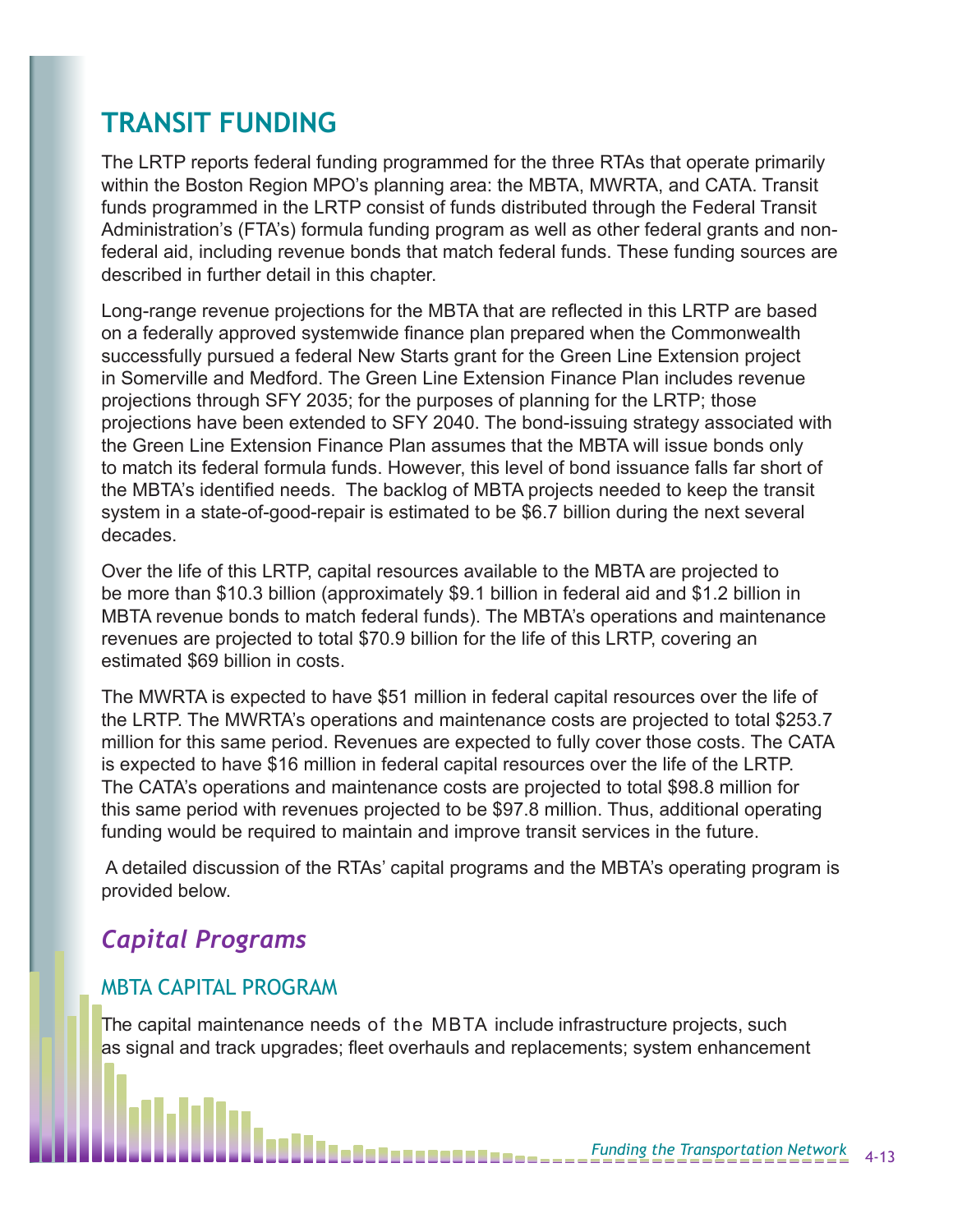## TRANSIT FUNDING

The LRTP reports federal funding programmed for the three RTAs that operate primarily within the Boston Region MPO's planning area: the MBTA, MWRTA, and CATA. Transit funds programmed in the LRTP consist of funds distributed through the Federal Transit Administration's (FTA's) formula funding program as well as other federal grants and non-federal aid, including revenue bonds that match federal funds. These funding sources are described in further detail in this chapter.

Long-range revenue projections for the MBTA that are reflected in this LRTP are based on a federally approved systemwide finance plan prepared when the Commonwealth successfully pursued a federal New Starts grant for the Green Line Extension project in Somerville and Medford. The Green Line Extension Finance Plan includes revenue projections through SFY 2035; for the purposes of planning for the LRTP; those projections have been extended to SFY 2040. The bond-issuing strategy associated with the Green Line Extension Finance Plan assumes that the MBTA will issue bonds only to match its federal formula funds. However, this level of bond issuance falls far short of the MBTA's identified needs. The backlog of MBTA projects needed to keep the transit system in a state-of-good-repair is estimated to be $6.7 billion during the next several decades.

Over the life of this LRTP, capital resources available to the MBTA are projected to be more than $10.3 billion (approximately $9.1 billion in federal aid and $1.2 billion in MBTA revenue bonds to match federal funds). The MBTA's operations and maintenance revenues are projected to total $70.9 billion for the life of this LRTP, covering an estimated $69 billion in costs.

The MWRTA is expected to have $51 million in federal capital resources over the life of the LRTP. The MWRTA's operations and maintenance costs are projected to total $253.7 million for this same period. Revenues are expected to fully cover those costs. The CATA is expected to have $16 million in federal capital resources over the life of the LRTP. The CATA's operations and maintenance costs are projected to total $98.8 million for this same period with revenues projected to be $97.8 million. Thus, additional operating funding would be required to maintain and improve transit services in the future.

A detailed discussion of the RTAs' capital programs and the MBTA's operating program is provided below.

### *Capital Programs*

#### MBTA CAPITAL PROGRAM

The capital maintenance needs of the MBTA include infrastructure projects, such as signal and track upgrades; fleet overhauls and replacements; system enhancement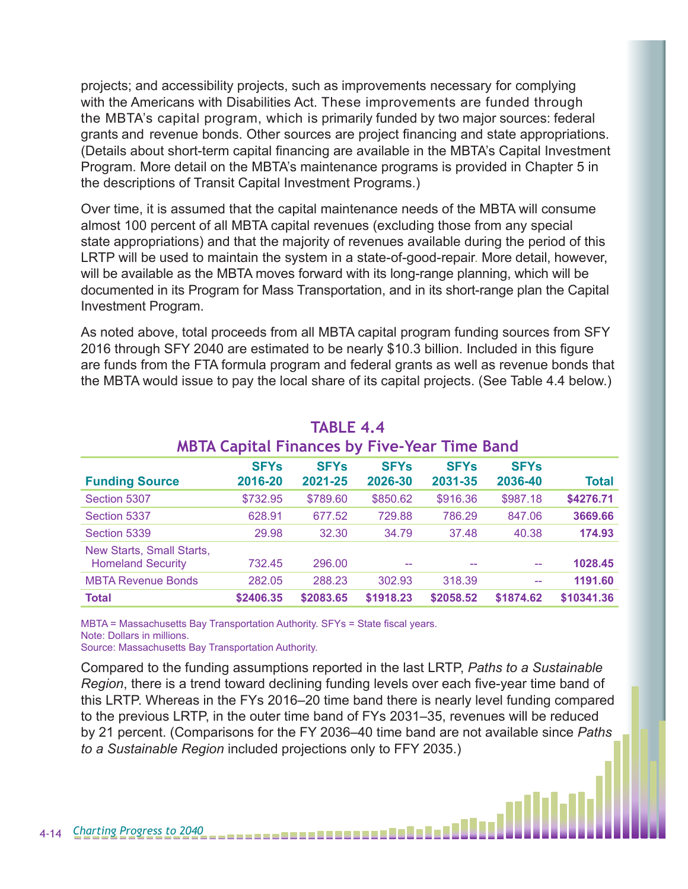projects; and accessibility projects, such as improvements necessary for complying with the Americans with Disabilities Act. These improvements are funded through the MBTA's capital program, which is primarily funded by two major sources: federal grants and revenue bonds. Other sources are project financing and state appropriations. (Details about short-term capital financing are available in the MBTA's Capital Investment Program. More detail on the MBTA's maintenance programs is provided in Chapter 5 in the descriptions of Transit Capital Investment Programs.)

Over time, it is assumed that the capital maintenance needs of the MBTA will consume almost 100 percent of all MBTA capital revenues (excluding those from any special state appropriations) and that the majority of revenues available during the period of this LRTP will be used to maintain the system in a state-of-good-repair. More detail, however, will be available as the MBTA moves forward with its long-range planning, which will be documented in its Program for Mass Transportation, and in its short-range plan the Capital Investment Program.

As noted above, total proceeds from all MBTA capital program funding sources from SFY 2016 through SFY 2040 are estimated to be nearly $10.3 billion. Included in this figure are funds from the FTA formula program and federal grants as well as revenue bonds that the MBTA would issue to pay the local share of its capital projects. (See Table 4.4 below.)

## TABLE 4.4
## MBTA Capital Finances by Five-Year Time Band

| Funding Source | SFYs 2016-20 | SFYs 2021-25 | SFYs 2026-30 | SFYs 2031-35 | SFYs 2036-40 | Total |
|---|---|---|---|---|---|---|
| Section 5307 | $732.95 | $789.60 | $850.62 | $916.36 | $987.18 | **$4276.71** |
| Section 5337 | 628.91 | 677.52 | 729.88 | 786.29 | 847.06 | **3669.66** |
| Section 5339 | 29.98 | 32.30 | 34.79 | 37.48 | 40.38 | **174.93** |
| New Starts, Small Starts, Homeland Security | 732.45 | 296.00 | -- | -- | -- | **1028.45** |
| MBTA Revenue Bonds | 282.05 | 288.23 | 302.93 | 318.39 | -- | **1191.60** |
| **Total** | **$2406.35** | **$2083.65** | **$1918.23** | **$2058.52** | **$1874.62** | **$10341.36** |

MBTA = Massachusetts Bay Transportation Authority. SFYs = State fiscal years.
Note: Dollars in millions.
Source: Massachusetts Bay Transportation Authority.

Compared to the funding assumptions reported in the last LRTP, *Paths to a Sustainable Region*, there is a trend toward declining funding levels over each five-year time band of this LRTP. Whereas in the FYs 2016–20 time band there is nearly level funding compared to the previous LRTP, in the outer time band of FYs 2031–35, revenues will be reduced by 21 percent. (Comparisons for the FY 2036–40 time band are not available since *Paths to a Sustainable Region* included projections only to FFY 2035.)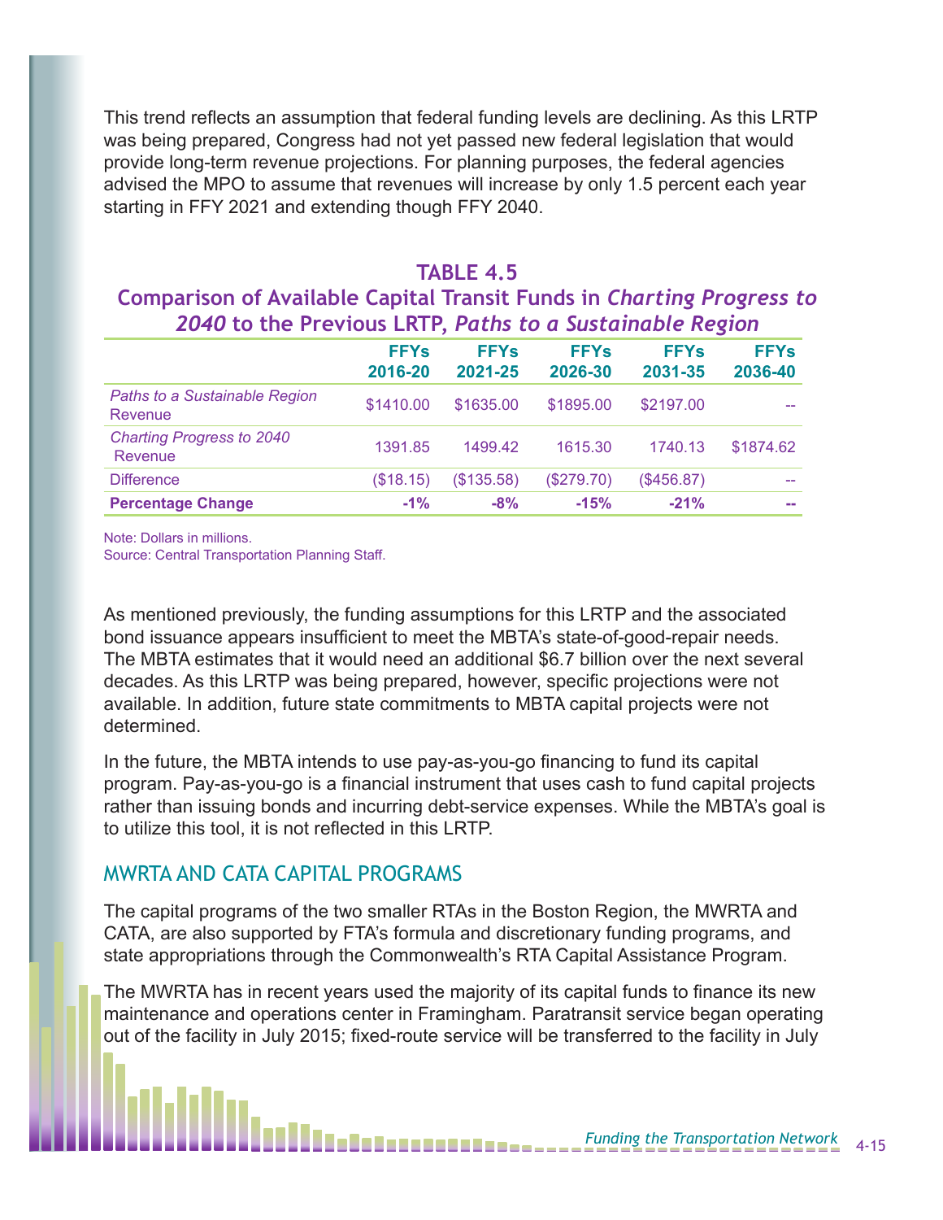This trend reflects an assumption that federal funding levels are declining. As this LRTP was being prepared, Congress had not yet passed new federal legislation that would provide long-term revenue projections. For planning purposes, the federal agencies advised the MPO to assume that revenues will increase by only 1.5 percent each year starting in FFY 2021 and extending though FFY 2040.

## TABLE 4.5
### Comparison of Available Capital Transit Funds in *Charting Progress to 2040* to the Previous LRTP, *Paths to a Sustainable Region*

| | FFYs 2016-20 | FFYs 2021-25 | FFYs 2026-30 | FFYs 2031-35 | FFYs 2036-40 |
|---|---|---|---|---|---|
| *Paths to a Sustainable Region* Revenue | $1410.00 | $1635.00 | $1895.00 | $2197.00 | -- |
| *Charting Progress to 2040* Revenue | 1391.85 | 1499.42 | 1615.30 | 1740.13 | $1874.62 |
| Difference | ($18.15) | ($135.58) | ($279.70) | ($456.87) | -- |
| **Percentage Change** | **-1%** | **-8%** | **-15%** | **-21%** | **--** |

Note: Dollars in millions.
Source: Central Transportation Planning Staff.

As mentioned previously, the funding assumptions for this LRTP and the associated bond issuance appears insufficient to meet the MBTA's state-of-good-repair needs. The MBTA estimates that it would need an additional $6.7 billion over the next several decades. As this LRTP was being prepared, however, specific projections were not available. In addition, future state commitments to MBTA capital projects were not determined.

In the future, the MBTA intends to use pay-as-you-go financing to fund its capital program. Pay-as-you-go is a financial instrument that uses cash to fund capital projects rather than issuing bonds and incurring debt-service expenses. While the MBTA's goal is to utilize this tool, it is not reflected in this LRTP.

## MWRTA AND CATA CAPITAL PROGRAMS

The capital programs of the two smaller RTAs in the Boston Region, the MWRTA and CATA, are also supported by FTA's formula and discretionary funding programs, and state appropriations through the Commonwealth's RTA Capital Assistance Program.

The MWRTA has in recent years used the majority of its capital funds to finance its new maintenance and operations center in Framingham. Paratransit service began operating out of the facility in July 2015; fixed-route service will be transferred to the facility in July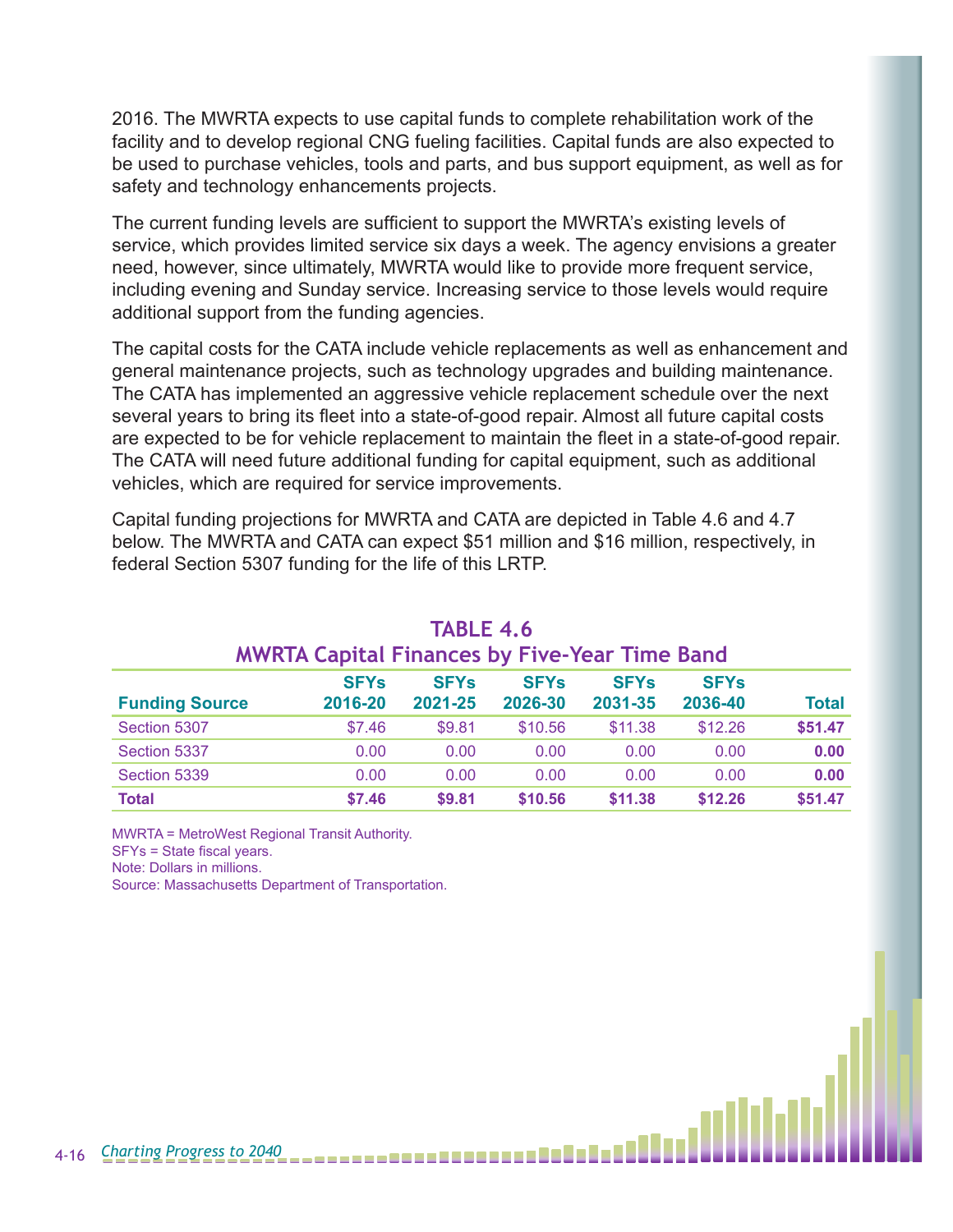2016. The MWRTA expects to use capital funds to complete rehabilitation work of the facility and to develop regional CNG fueling facilities. Capital funds are also expected to be used to purchase vehicles, tools and parts, and bus support equipment, as well as for safety and technology enhancements projects.

The current funding levels are sufficient to support the MWRTA's existing levels of service, which provides limited service six days a week. The agency envisions a greater need, however, since ultimately, MWRTA would like to provide more frequent service, including evening and Sunday service. Increasing service to those levels would require additional support from the funding agencies.

The capital costs for the CATA include vehicle replacements as well as enhancement and general maintenance projects, such as technology upgrades and building maintenance. The CATA has implemented an aggressive vehicle replacement schedule over the next several years to bring its fleet into a state-of-good repair. Almost all future capital costs are expected to be for vehicle replacement to maintain the fleet in a state-of-good repair. The CATA will need future additional funding for capital equipment, such as additional vehicles, which are required for service improvements.

Capital funding projections for MWRTA and CATA are depicted in Table 4.6 and 4.7 below. The MWRTA and CATA can expect $51 million and $16 million, respectively, in federal Section 5307 funding for the life of this LRTP.

## TABLE 4.6
## MWRTA Capital Finances by Five-Year Time Band

| Funding Source | SFYs 2016-20 | SFYs 2021-25 | SFYs 2026-30 | SFYs 2031-35 | SFYs 2036-40 | Total |
|---|---|---|---|---|---|---|
| Section 5307 | $7.46 | $9.81 | $10.56 | $11.38 | $12.26 | **$51.47** |
| Section 5337 | 0.00 | 0.00 | 0.00 | 0.00 | 0.00 | **0.00** |
| Section 5339 | 0.00 | 0.00 | 0.00 | 0.00 | 0.00 | **0.00** |
| **Total** | **$7.46** | **$9.81** | **$10.56** | **$11.38** | **$12.26** | **$51.47** |

MWRTA = MetroWest Regional Transit Authority.
SFYs = State fiscal years.
Note: Dollars in millions.
Source: Massachusetts Department of Transportation.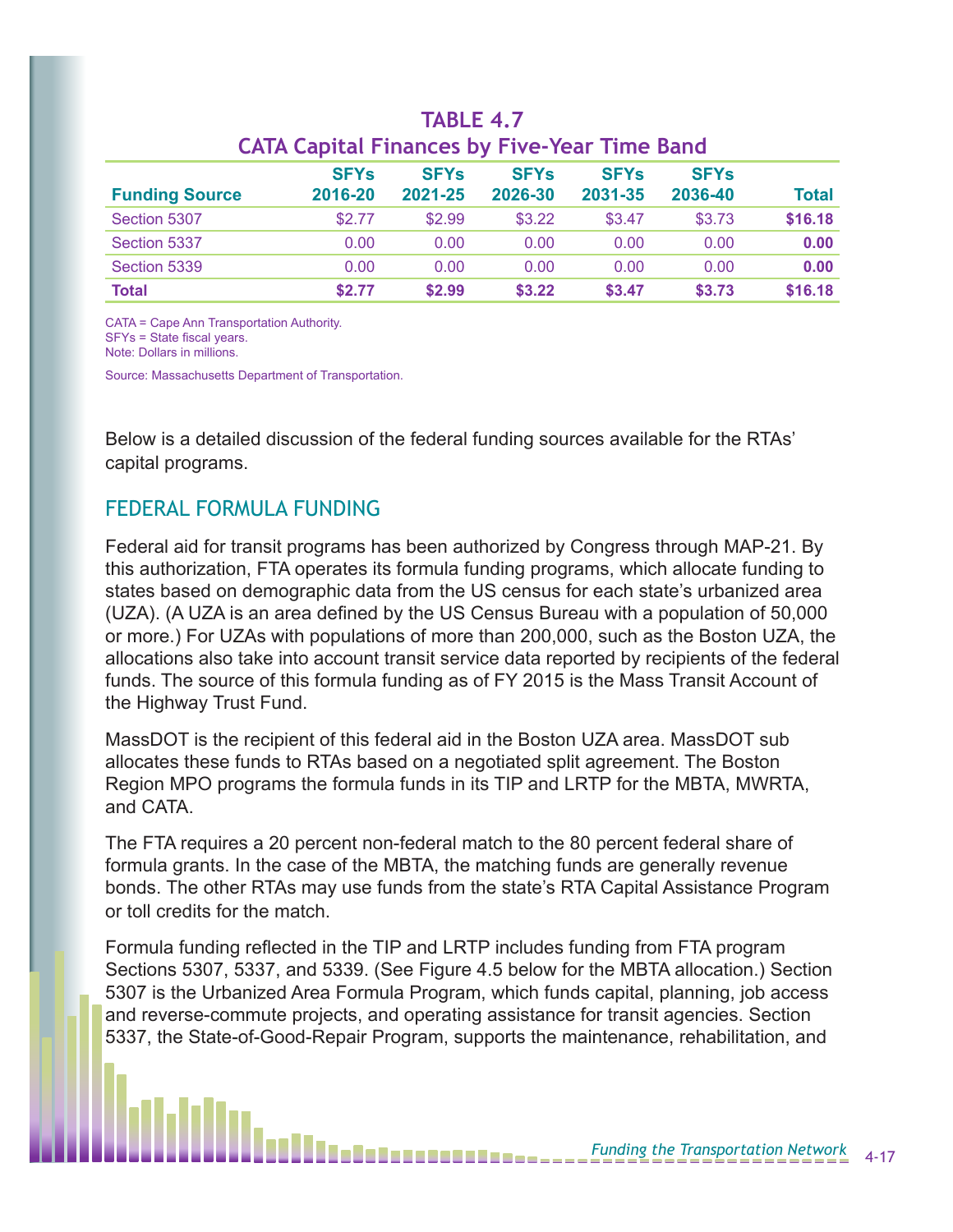**TABLE 4.7**
**CATA Capital Finances by Five-Year Time Band**

| Funding Source | SFYs 2016-20 | SFYs 2021-25 | SFYs 2026-30 | SFYs 2031-35 | SFYs 2036-40 | Total |
|---|---|---|---|---|---|---|
| Section 5307 | $2.77 | $2.99 | $3.22 | $3.47 | $3.73 | **$16.18** |
| Section 5337 | 0.00 | 0.00 | 0.00 | 0.00 | 0.00 | **0.00** |
| Section 5339 | 0.00 | 0.00 | 0.00 | 0.00 | 0.00 | **0.00** |
| **Total** | **$2.77** | **$2.99** | **$3.22** | **$3.47** | **$3.73** | **$16.18** |

CATA = Cape Ann Transportation Authority.
SFYs = State fiscal years.
Note: Dollars in millions.

Source: Massachusetts Department of Transportation.

Below is a detailed discussion of the federal funding sources available for the RTAs' capital programs.

## FEDERAL FORMULA FUNDING

Federal aid for transit programs has been authorized by Congress through MAP-21. By this authorization, FTA operates its formula funding programs, which allocate funding to states based on demographic data from the US census for each state's urbanized area (UZA). (A UZA is an area defined by the US Census Bureau with a population of 50,000 or more.) For UZAs with populations of more than 200,000, such as the Boston UZA, the allocations also take into account transit service data reported by recipients of the federal funds. The source of this formula funding as of FY 2015 is the Mass Transit Account of the Highway Trust Fund.

MassDOT is the recipient of this federal aid in the Boston UZA area. MassDOT sub allocates these funds to RTAs based on a negotiated split agreement. The Boston Region MPO programs the formula funds in its TIP and LRTP for the MBTA, MWRTA, and CATA.

The FTA requires a 20 percent non-federal match to the 80 percent federal share of formula grants. In the case of the MBTA, the matching funds are generally revenue bonds. The other RTAs may use funds from the state's RTA Capital Assistance Program or toll credits for the match.

Formula funding reflected in the TIP and LRTP includes funding from FTA program Sections 5307, 5337, and 5339. (See Figure 4.5 below for the MBTA allocation.) Section 5307 is the Urbanized Area Formula Program, which funds capital, planning, job access and reverse-commute projects, and operating assistance for transit agencies. Section 5337, the State-of-Good-Repair Program, supports the maintenance, rehabilitation, and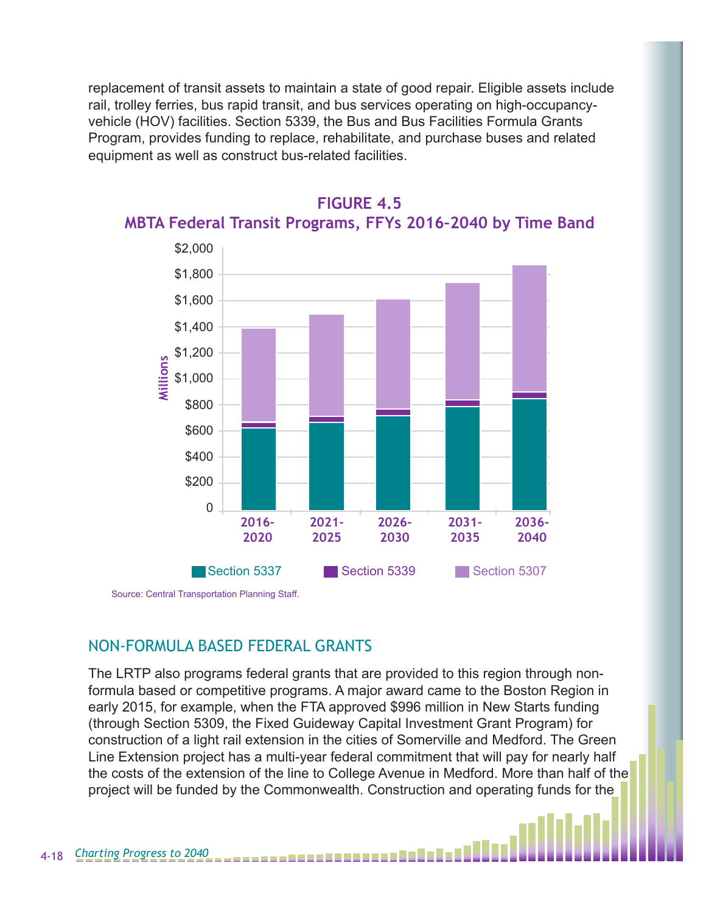replacement of transit assets to maintain a state of good repair. Eligible assets include rail, trolley ferries, bus rapid transit, and bus services operating on high-occupancy-vehicle (HOV) facilities. Section 5339, the Bus and Bus Facilities Formula Grants Program, provides funding to replace, rehabilitate, and purchase buses and related equipment as well as construct bus-related facilities.

**FIGURE 4.5**
**MBTA Federal Transit Programs, FFYs 2016–2040 by Time Band**

Source: Central Transportation Planning Staff.

## NON-FORMULA BASED FEDERAL GRANTS

The LRTP also programs federal grants that are provided to this region through non-formula based or competitive programs. A major award came to the Boston Region in early 2015, for example, when the FTA approved $996 million in New Starts funding (through Section 5309, the Fixed Guideway Capital Investment Grant Program) for construction of a light rail extension in the cities of Somerville and Medford. The Green Line Extension project has a multi-year federal commitment that will pay for nearly half the costs of the extension of the line to College Avenue in Medford. More than half of the project will be funded by the Commonwealth. Construction and operating funds for the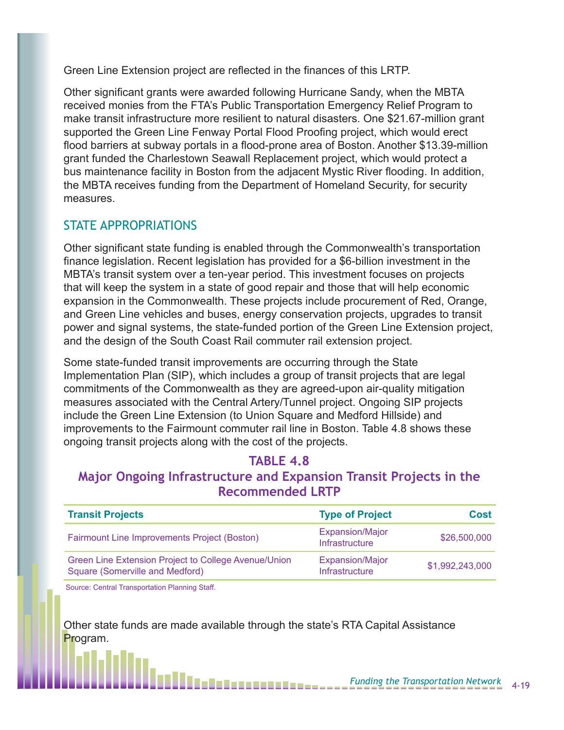Green Line Extension project are reflected in the finances of this LRTP.

Other significant grants were awarded following Hurricane Sandy, when the MBTA received monies from the FTA's Public Transportation Emergency Relief Program to make transit infrastructure more resilient to natural disasters. One $21.67-million grant supported the Green Line Fenway Portal Flood Proofing project, which would erect flood barriers at subway portals in a flood-prone area of Boston. Another $13.39-million grant funded the Charlestown Seawall Replacement project, which would protect a bus maintenance facility in Boston from the adjacent Mystic River flooding. In addition, the MBTA receives funding from the Department of Homeland Security, for security measures.

## STATE APPROPRIATIONS

Other significant state funding is enabled through the Commonwealth's transportation finance legislation. Recent legislation has provided for a $6-billion investment in the MBTA's transit system over a ten-year period. This investment focuses on projects that will keep the system in a state of good repair and those that will help economic expansion in the Commonwealth. These projects include procurement of Red, Orange, and Green Line vehicles and buses, energy conservation projects, upgrades to transit power and signal systems, the state-funded portion of the Green Line Extension project, and the design of the South Coast Rail commuter rail extension project.

Some state-funded transit improvements are occurring through the State Implementation Plan (SIP), which includes a group of transit projects that are legal commitments of the Commonwealth as they are agreed-upon air-quality mitigation measures associated with the Central Artery/Tunnel project. Ongoing SIP projects include the Green Line Extension (to Union Square and Medford Hillside) and improvements to the Fairmount commuter rail line in Boston. Table 4.8 shows these ongoing transit projects along with the cost of the projects.

**TABLE 4.8**
**Major Ongoing Infrastructure and Expansion Transit Projects in the Recommended LRTP**

| Transit Projects | Type of Project | Cost |
|---|---|---:|
| Fairmount Line Improvements Project (Boston) | Expansion/Major Infrastructure | $26,500,000 |
| Green Line Extension Project to College Avenue/Union Square (Somerville and Medford) | Expansion/Major Infrastructure | $1,992,243,000 |

Source: Central Transportation Planning Staff.

Other state funds are made available through the state's RTA Capital Assistance Program.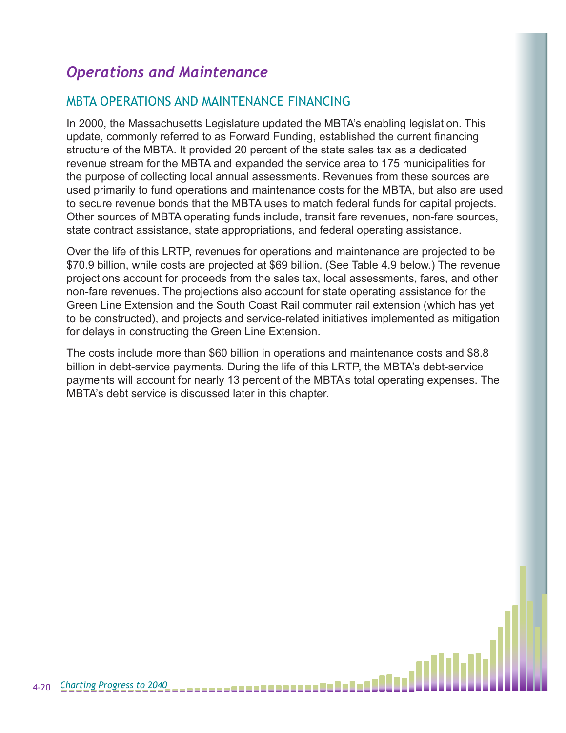## *Operations and Maintenance*

### MBTA OPERATIONS AND MAINTENANCE FINANCING

In 2000, the Massachusetts Legislature updated the MBTA's enabling legislation. This update, commonly referred to as Forward Funding, established the current financing structure of the MBTA. It provided 20 percent of the state sales tax as a dedicated revenue stream for the MBTA and expanded the service area to 175 municipalities for the purpose of collecting local annual assessments. Revenues from these sources are used primarily to fund operations and maintenance costs for the MBTA, but also are used to secure revenue bonds that the MBTA uses to match federal funds for capital projects. Other sources of MBTA operating funds include, transit fare revenues, non-fare sources, state contract assistance, state appropriations, and federal operating assistance.

Over the life of this LRTP, revenues for operations and maintenance are projected to be $70.9 billion, while costs are projected at $69 billion. (See Table 4.9 below.) The revenue projections account for proceeds from the sales tax, local assessments, fares, and other non-fare revenues. The projections also account for state operating assistance for the Green Line Extension and the South Coast Rail commuter rail extension (which has yet to be constructed), and projects and service-related initiatives implemented as mitigation for delays in constructing the Green Line Extension.

The costs include more than $60 billion in operations and maintenance costs and $8.8 billion in debt-service payments. During the life of this LRTP, the MBTA's debt-service payments will account for nearly 13 percent of the MBTA's total operating expenses. The MBTA's debt service is discussed later in this chapter.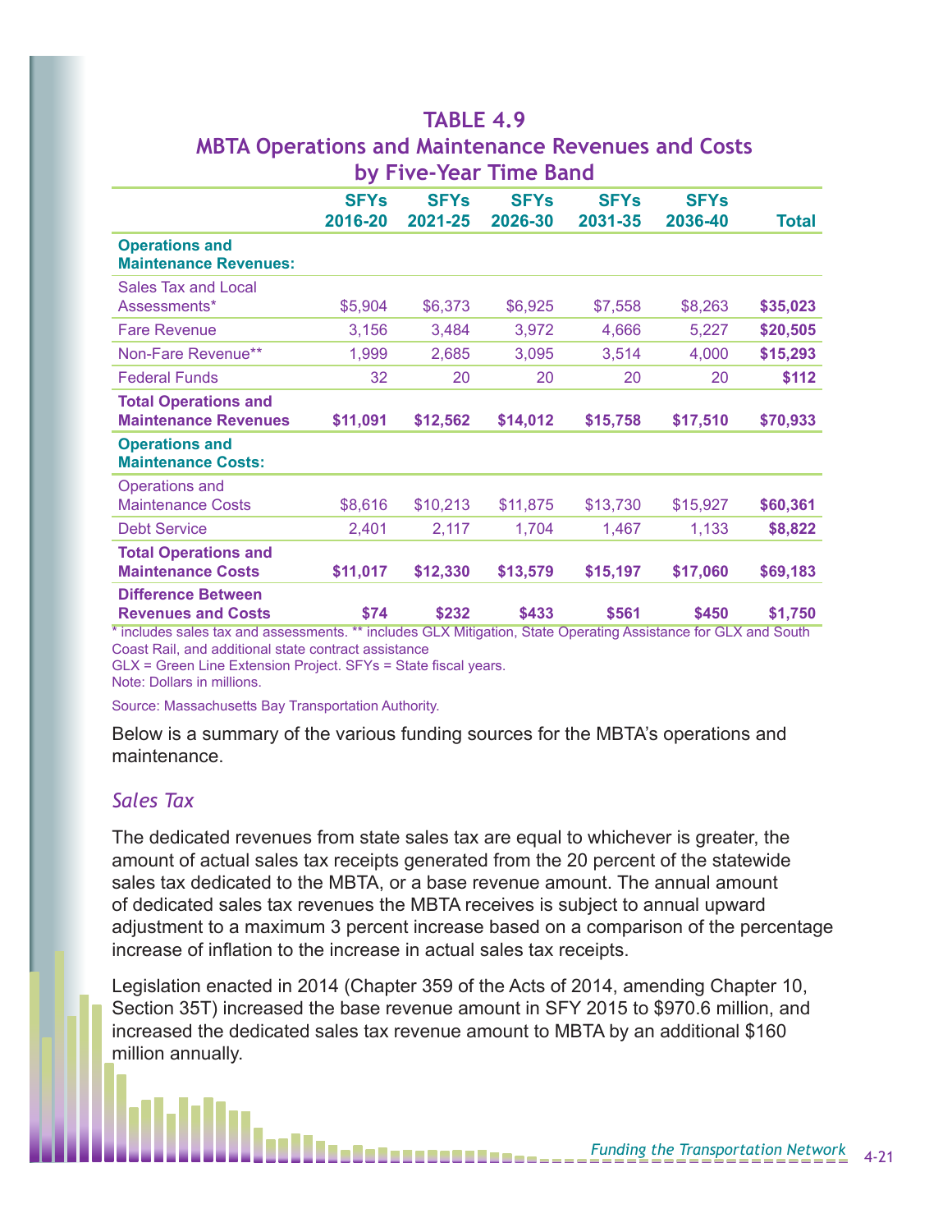## TABLE 4.9
## MBTA Operations and Maintenance Revenues and Costs by Five-Year Time Band

| | SFYs 2016-20 | SFYs 2021-25 | SFYs 2026-30 | SFYs 2031-35 | SFYs 2036-40 | Total |
|---|---|---|---|---|---|---|
| **Operations and Maintenance Revenues:** | | | | | | |
| Sales Tax and Local Assessments* | $5,904 | $6,373 | $6,925 | $7,558 | $8,263 | **$35,023** |
| Fare Revenue | 3,156 | 3,484 | 3,972 | 4,666 | 5,227 | **$20,505** |
| Non-Fare Revenue** | 1,999 | 2,685 | 3,095 | 3,514 | 4,000 | **$15,293** |
| Federal Funds | 32 | 20 | 20 | 20 | 20 | **$112** |
| **Total Operations and Maintenance Revenues** | **$11,091** | **$12,562** | **$14,012** | **$15,758** | **$17,510** | **$70,933** |
| **Operations and Maintenance Costs:** | | | | | | |
| Operations and Maintenance Costs | $8,616 | $10,213 | $11,875 | $13,730 | $15,927 | **$60,361** |
| Debt Service | 2,401 | 2,117 | 1,704 | 1,467 | 1,133 | **$8,822** |
| **Total Operations and Maintenance Costs** | **$11,017** | **$12,330** | **$13,579** | **$15,197** | **$17,060** | **$69,183** |
| **Difference Between Revenues and Costs** | **$74** | **$232** | **$433** | **$561** | **$450** | **$1,750** |

\* includes sales tax and assessments. ** includes GLX Mitigation, State Operating Assistance for GLX and South Coast Rail, and additional state contract assistance
GLX = Green Line Extension Project. SFYs = State fiscal years.
Note: Dollars in millions.

Source: Massachusetts Bay Transportation Authority.

Below is a summary of the various funding sources for the MBTA's operations and maintenance.

### *Sales Tax*

The dedicated revenues from state sales tax are equal to whichever is greater, the amount of actual sales tax receipts generated from the 20 percent of the statewide sales tax dedicated to the MBTA, or a base revenue amount. The annual amount of dedicated sales tax revenues the MBTA receives is subject to annual upward adjustment to a maximum 3 percent increase based on a comparison of the percentage increase of inflation to the increase in actual sales tax receipts.

Legislation enacted in 2014 (Chapter 359 of the Acts of 2014, amending Chapter 10, Section 35T) increased the base revenue amount in SFY 2015 to $970.6 million, and increased the dedicated sales tax revenue amount to MBTA by an additional $160 million annually.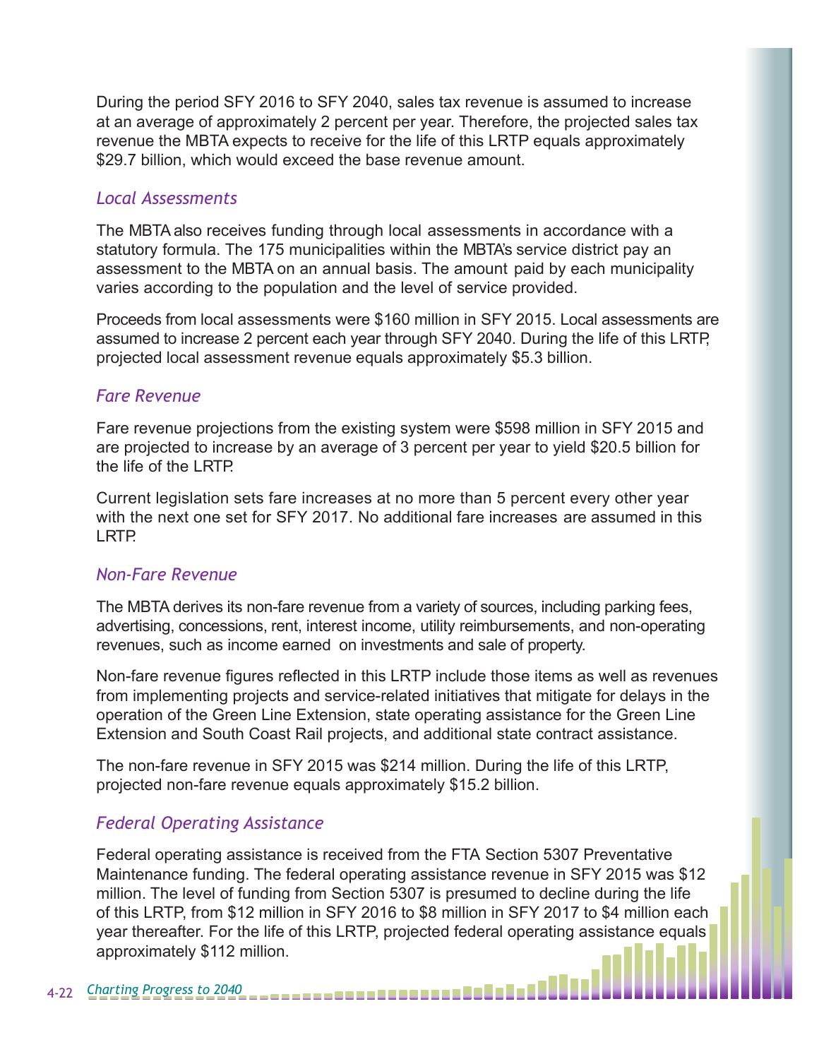During the period SFY 2016 to SFY 2040, sales tax revenue is assumed to increase at an average of approximately 2 percent per year. Therefore, the projected sales tax revenue the MBTA expects to receive for the life of this LRTP equals approximately $29.7 billion, which would exceed the base revenue amount.

### *Local Assessments*

The MBTA also receives funding through local assessments in accordance with a statutory formula. The 175 municipalities within the MBTA's service district pay an assessment to the MBTA on an annual basis. The amount paid by each municipality varies according to the population and the level of service provided.

Proceeds from local assessments were $160 million in SFY 2015. Local assessments are assumed to increase 2 percent each year through SFY 2040. During the life of this LRTP, projected local assessment revenue equals approximately $5.3 billion.

### *Fare Revenue*

Fare revenue projections from the existing system were $598 million in SFY 2015 and are projected to increase by an average of 3 percent per year to yield $20.5 billion for the life of the LRTP.

Current legislation sets fare increases at no more than 5 percent every other year with the next one set for SFY 2017. No additional fare increases are assumed in this LRTP.

### *Non-Fare Revenue*

The MBTA derives its non-fare revenue from a variety of sources, including parking fees, advertising, concessions, rent, interest income, utility reimbursements, and non-operating revenues, such as income earned on investments and sale of property.

Non-fare revenue figures reflected in this LRTP include those items as well as revenues from implementing projects and service-related initiatives that mitigate for delays in the operation of the Green Line Extension, state operating assistance for the Green Line Extension and South Coast Rail projects, and additional state contract assistance.

The non-fare revenue in SFY 2015 was $214 million. During the life of this LRTP, projected non-fare revenue equals approximately $15.2 billion.

### *Federal Operating Assistance*

Federal operating assistance is received from the FTA Section 5307 Preventative Maintenance funding. The federal operating assistance revenue in SFY 2015 was $12 million. The level of funding from Section 5307 is presumed to decline during the life of this LRTP, from $12 million in SFY 2016 to $8 million in SFY 2017 to $4 million each year thereafter. For the life of this LRTP, projected federal operating assistance equals approximately $112 million.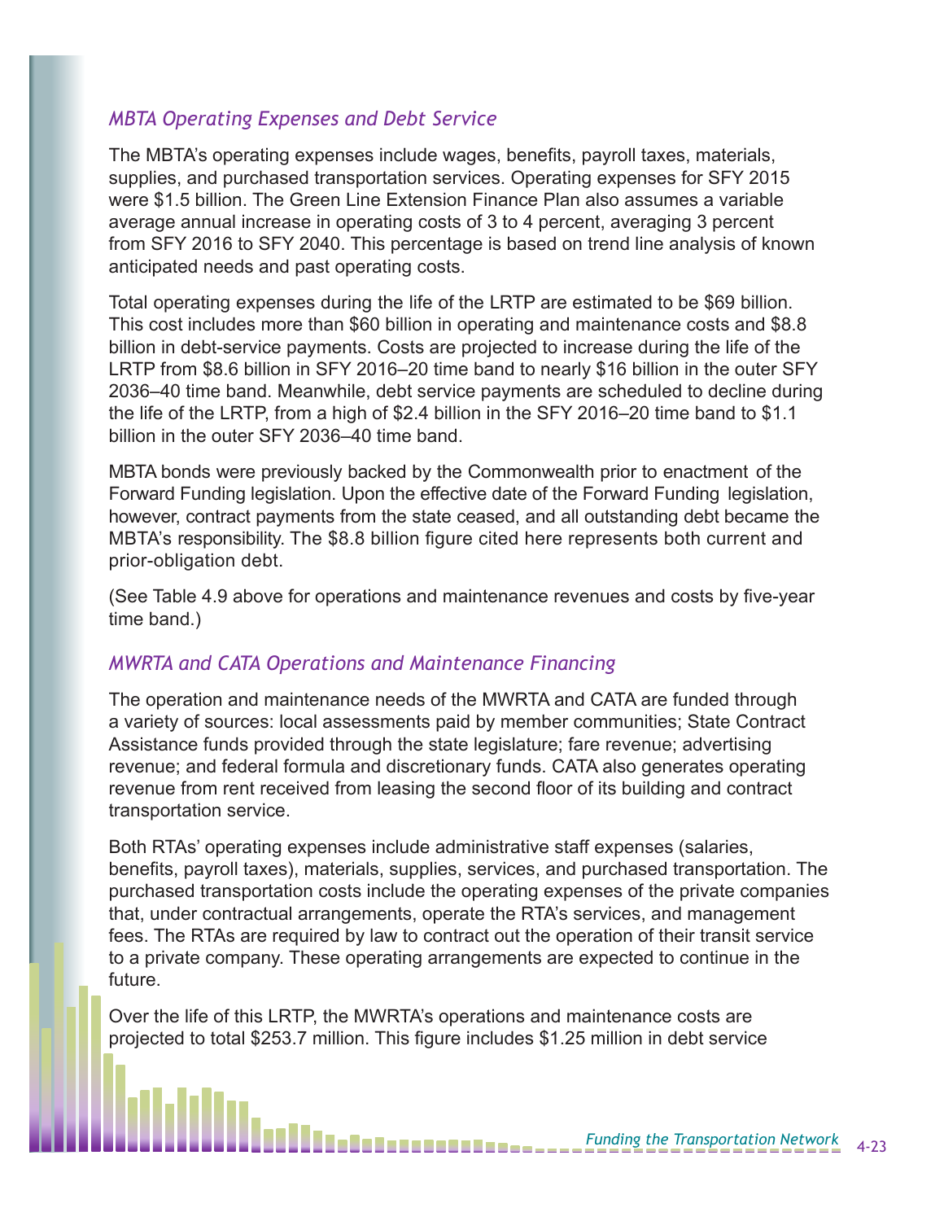### *MBTA Operating Expenses and Debt Service*

The MBTA's operating expenses include wages, benefits, payroll taxes, materials, supplies, and purchased transportation services. Operating expenses for SFY 2015 were $1.5 billion. The Green Line Extension Finance Plan also assumes a variable average annual increase in operating costs of 3 to 4 percent, averaging 3 percent from SFY 2016 to SFY 2040. This percentage is based on trend line analysis of known anticipated needs and past operating costs.

Total operating expenses during the life of the LRTP are estimated to be $69 billion. This cost includes more than $60 billion in operating and maintenance costs and $8.8 billion in debt-service payments. Costs are projected to increase during the life of the LRTP from $8.6 billion in SFY 2016–20 time band to nearly $16 billion in the outer SFY 2036–40 time band. Meanwhile, debt service payments are scheduled to decline during the life of the LRTP, from a high of $2.4 billion in the SFY 2016–20 time band to $1.1 billion in the outer SFY 2036–40 time band.

MBTA bonds were previously backed by the Commonwealth prior to enactment of the Forward Funding legislation. Upon the effective date of the Forward Funding legislation, however, contract payments from the state ceased, and all outstanding debt became the MBTA's responsibility. The $8.8 billion figure cited here represents both current and prior-obligation debt.

(See Table 4.9 above for operations and maintenance revenues and costs by five-year time band.)

### *MWRTA and CATA Operations and Maintenance Financing*

The operation and maintenance needs of the MWRTA and CATA are funded through a variety of sources: local assessments paid by member communities; State Contract Assistance funds provided through the state legislature; fare revenue; advertising revenue; and federal formula and discretionary funds. CATA also generates operating revenue from rent received from leasing the second floor of its building and contract transportation service.

Both RTAs' operating expenses include administrative staff expenses (salaries, benefits, payroll taxes), materials, supplies, services, and purchased transportation. The purchased transportation costs include the operating expenses of the private companies that, under contractual arrangements, operate the RTA's services, and management fees. The RTAs are required by law to contract out the operation of their transit service to a private company. These operating arrangements are expected to continue in the future.

Over the life of this LRTP, the MWRTA's operations and maintenance costs are projected to total $253.7 million. This figure includes $1.25 million in debt service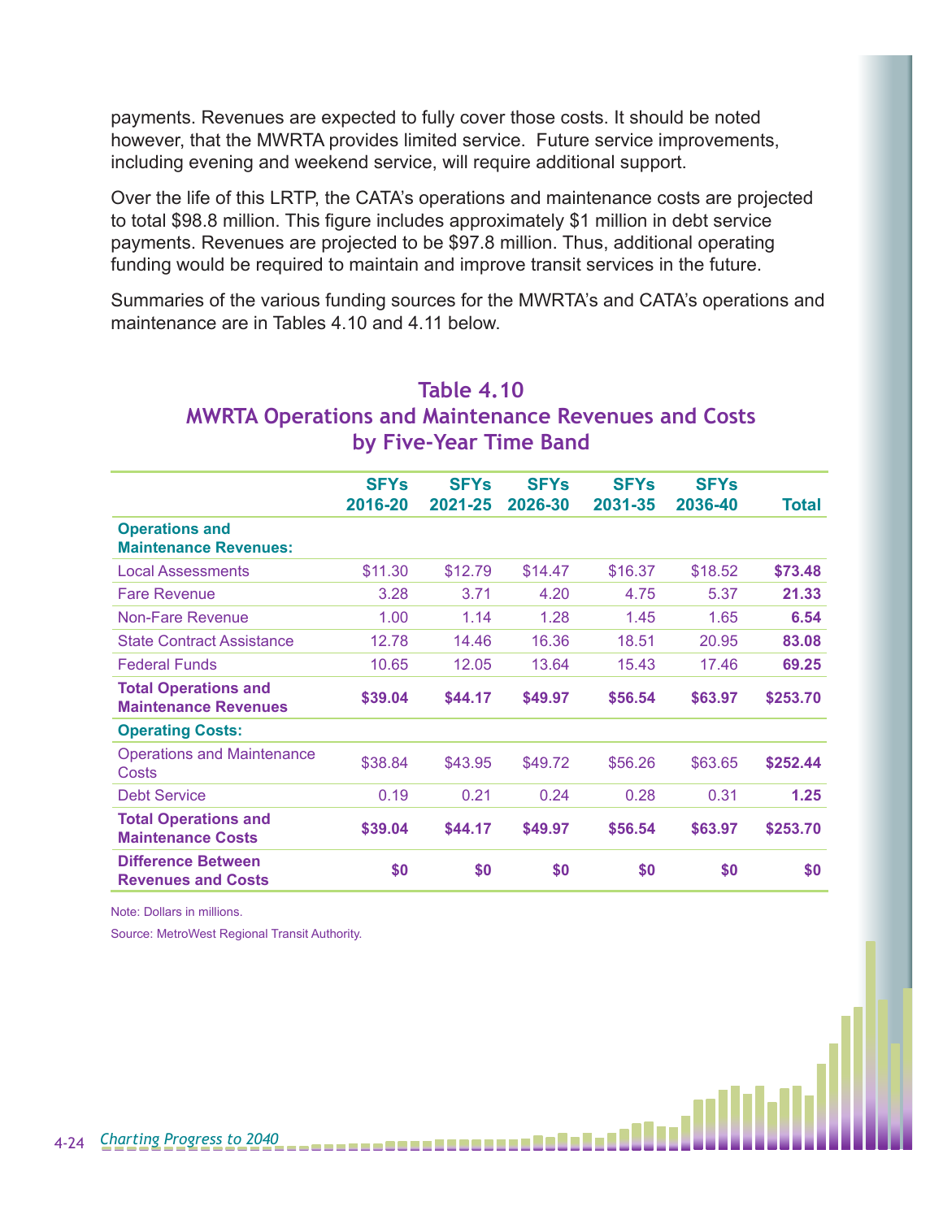payments. Revenues are expected to fully cover those costs. It should be noted however, that the MWRTA provides limited service. Future service improvements, including evening and weekend service, will require additional support.

Over the life of this LRTP, the CATA's operations and maintenance costs are projected to total $98.8 million. This figure includes approximately $1 million in debt service payments. Revenues are projected to be $97.8 million. Thus, additional operating funding would be required to maintain and improve transit services in the future.

Summaries of the various funding sources for the MWRTA's and CATA's operations and maintenance are in Tables 4.10 and 4.11 below.

## Table 4.10
## MWRTA Operations and Maintenance Revenues and Costs by Five-Year Time Band

| | SFYs 2016-20 | SFYs 2021-25 | SFYs 2026-30 | SFYs 2031-35 | SFYs 2036-40 | Total |
|---|---|---|---|---|---|---|
| **Operations and Maintenance Revenues:** | | | | | | |
| Local Assessments | $11.30 | $12.79 | $14.47 | $16.37 | $18.52 | **$73.48** |
| Fare Revenue | 3.28 | 3.71 | 4.20 | 4.75 | 5.37 | **21.33** |
| Non-Fare Revenue | 1.00 | 1.14 | 1.28 | 1.45 | 1.65 | **6.54** |
| State Contract Assistance | 12.78 | 14.46 | 16.36 | 18.51 | 20.95 | **83.08** |
| Federal Funds | 10.65 | 12.05 | 13.64 | 15.43 | 17.46 | **69.25** |
| **Total Operations and Maintenance Revenues** | **$39.04** | **$44.17** | **$49.97** | **$56.54** | **$63.97** | **$253.70** |
| **Operating Costs:** | | | | | | |
| Operations and Maintenance Costs | $38.84 | $43.95 | $49.72 | $56.26 | $63.65 | **$252.44** |
| Debt Service | 0.19 | 0.21 | 0.24 | 0.28 | 0.31 | **1.25** |
| **Total Operations and Maintenance Costs** | **$39.04** | **$44.17** | **$49.97** | **$56.54** | **$63.97** | **$253.70** |
| **Difference Between Revenues and Costs** | **$0** | **$0** | **$0** | **$0** | **$0** | **$0** |

Note: Dollars in millions.

Source: MetroWest Regional Transit Authority.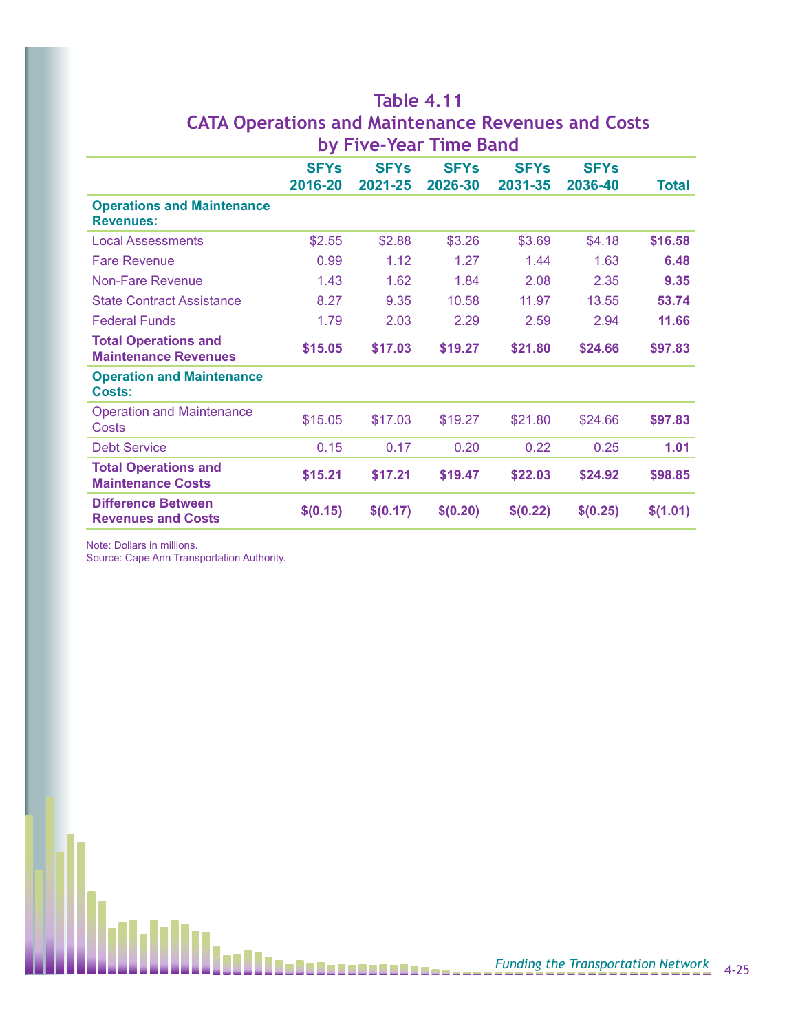## Table 4.11
## CATA Operations and Maintenance Revenues and Costs by Five-Year Time Band

| | SFYs 2016-20 | SFYs 2021-25 | SFYs 2026-30 | SFYs 2031-35 | SFYs 2036-40 | Total |
|---|---|---|---|---|---|---|
| **Operations and Maintenance Revenues:** | | | | | | |
| Local Assessments | $2.55 | $2.88 | $3.26 | $3.69 | $4.18 | **$16.58** |
| Fare Revenue | 0.99 | 1.12 | 1.27 | 1.44 | 1.63 | **6.48** |
| Non-Fare Revenue | 1.43 | 1.62 | 1.84 | 2.08 | 2.35 | **9.35** |
| State Contract Assistance | 8.27 | 9.35 | 10.58 | 11.97 | 13.55 | **53.74** |
| Federal Funds | 1.79 | 2.03 | 2.29 | 2.59 | 2.94 | **11.66** |
| **Total Operations and Maintenance Revenues** | **$15.05** | **$17.03** | **$19.27** | **$21.80** | **$24.66** | **$97.83** |
| **Operation and Maintenance Costs:** | | | | | | |
| Operation and Maintenance Costs | $15.05 | $17.03 | $19.27 | $21.80 | $24.66 | **$97.83** |
| Debt Service | 0.15 | 0.17 | 0.20 | 0.22 | 0.25 | **1.01** |
| **Total Operations and Maintenance Costs** | **$15.21** | **$17.21** | **$19.47** | **$22.03** | **$24.92** | **$98.85** |
| **Difference Between Revenues and Costs** | **$(0.15)** | **$(0.17)** | **$(0.20)** | **$(0.22)** | **$(0.25)** | **$(1.01)** |

Note: Dollars in millions.
Source: Cape Ann Transportation Authority.